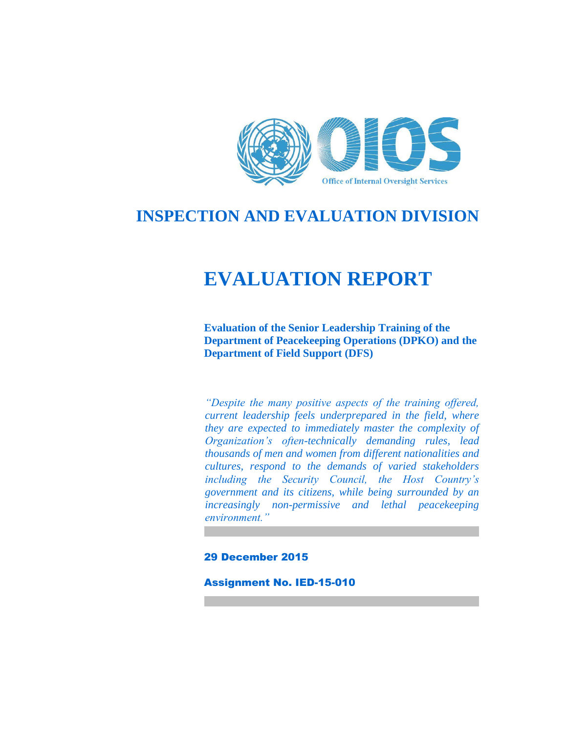Office of Internal Oversight Services

# INSPECTION AND EVALUATION DIVISION

# EVALUATION REPORT

**Evaluation of the Senior Leadership Training of the Department of Peacekeeping Operations (DPKO) and the Department of Field Support (DFS)**

*"Despite the many positive aspects of the training offered, current leadership feels underprepared in the field, where they are expected to immediately master the complexity of Organization's often-technically demanding rules, lead thousands of men and women from different nationalities and cultures, respond to the demands of varied stakeholders including the Security Council, the Host Country's government and its citizens, while being surrounded by an increasingly non-permissive and lethal peacekeeping environment."*

**29 December 2015**

**Assignment No. IED-15-010**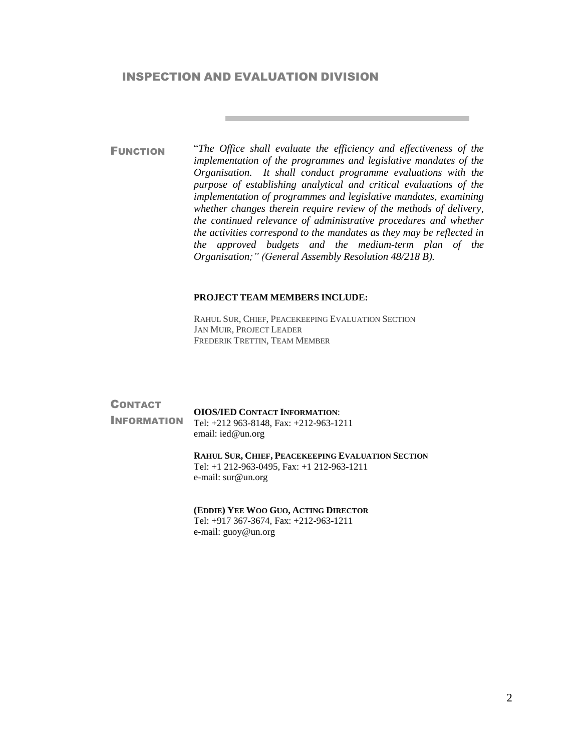## INSPECTION AND EVALUATION DIVISION

**FUNCTION**

"*The Office shall evaluate the efficiency and effectiveness of the implementation of the programmes and legislative mandates of the Organisation. It shall conduct programme evaluations with the purpose of establishing analytical and critical evaluations of the implementation of programmes and legislative mandates, examining whether changes therein require review of the methods of delivery, the continued relevance of administrative procedures and whether the activities correspond to the mandates as they may be reflected in the approved budgets and the medium-term plan of the Organisation;" (General Assembly Resolution 48/218 B).*

**PROJECT TEAM MEMBERS INCLUDE:**

RAHUL SUR, CHIEF, PEACEKEEPING EVALUATION SECTION
JAN MUIR, PROJECT LEADER
FREDERIK TRETTIN, TEAM MEMBER

**CONTACT INFORMATION**

**OIOS/IED CONTACT INFORMATION**:
Tel: +212 963-8148, Fax: +212-963-1211
email: ied@un.org

**RAHUL SUR, CHIEF, PEACEKEEPING EVALUATION SECTION**
Tel: +1 212-963-0495, Fax: +1 212-963-1211
e-mail: sur@un.org

**(EDDIE) YEE WOO GUO, ACTING DIRECTOR**
Tel: +917 367-3674, Fax: +212-963-1211
e-mail: guoy@un.org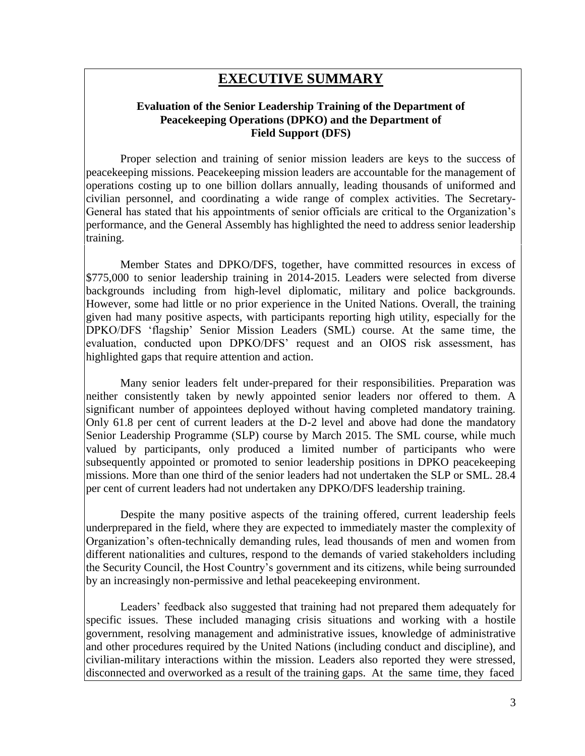# EXECUTIVE SUMMARY

### Evaluation of the Senior Leadership Training of the Department of Peacekeeping Operations (DPKO) and the Department of Field Support (DFS)

Proper selection and training of senior mission leaders are keys to the success of peacekeeping missions. Peacekeeping mission leaders are accountable for the management of operations costing up to one billion dollars annually, leading thousands of uniformed and civilian personnel, and coordinating a wide range of complex activities. The Secretary-General has stated that his appointments of senior officials are critical to the Organization's performance, and the General Assembly has highlighted the need to address senior leadership training.

Member States and DPKO/DFS, together, have committed resources in excess of $775,000 to senior leadership training in 2014-2015. Leaders were selected from diverse backgrounds including from high-level diplomatic, military and police backgrounds. However, some had little or no prior experience in the United Nations. Overall, the training given had many positive aspects, with participants reporting high utility, especially for the DPKO/DFS 'flagship' Senior Mission Leaders (SML) course. At the same time, the evaluation, conducted upon DPKO/DFS' request and an OIOS risk assessment, has highlighted gaps that require attention and action.

Many senior leaders felt under-prepared for their responsibilities. Preparation was neither consistently taken by newly appointed senior leaders nor offered to them. A significant number of appointees deployed without having completed mandatory training. Only 61.8 per cent of current leaders at the D-2 level and above had done the mandatory Senior Leadership Programme (SLP) course by March 2015. The SML course, while much valued by participants, only produced a limited number of participants who were subsequently appointed or promoted to senior leadership positions in DPKO peacekeeping missions. More than one third of the senior leaders had not undertaken the SLP or SML. 28.4 per cent of current leaders had not undertaken any DPKO/DFS leadership training.

Despite the many positive aspects of the training offered, current leadership feels underprepared in the field, where they are expected to immediately master the complexity of Organization's often-technically demanding rules, lead thousands of men and women from different nationalities and cultures, respond to the demands of varied stakeholders including the Security Council, the Host Country's government and its citizens, while being surrounded by an increasingly non-permissive and lethal peacekeeping environment.

Leaders' feedback also suggested that training had not prepared them adequately for specific issues. These included managing crisis situations and working with a hostile government, resolving management and administrative issues, knowledge of administrative and other procedures required by the United Nations (including conduct and discipline), and civilian-military interactions within the mission. Leaders also reported they were stressed, disconnected and overworked as a result of the training gaps. At the same time, they faced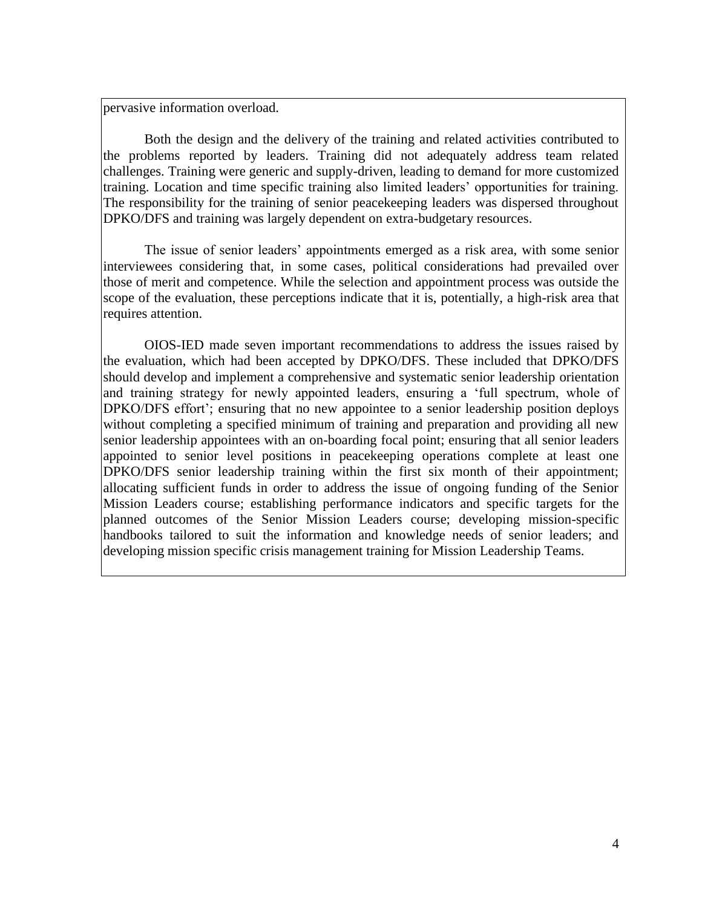pervasive information overload.

Both the design and the delivery of the training and related activities contributed to the problems reported by leaders. Training did not adequately address team related challenges. Training were generic and supply-driven, leading to demand for more customized training. Location and time specific training also limited leaders' opportunities for training. The responsibility for the training of senior peacekeeping leaders was dispersed throughout DPKO/DFS and training was largely dependent on extra-budgetary resources.

The issue of senior leaders' appointments emerged as a risk area, with some senior interviewees considering that, in some cases, political considerations had prevailed over those of merit and competence. While the selection and appointment process was outside the scope of the evaluation, these perceptions indicate that it is, potentially, a high-risk area that requires attention.

OIOS-IED made seven important recommendations to address the issues raised by the evaluation, which had been accepted by DPKO/DFS. These included that DPKO/DFS should develop and implement a comprehensive and systematic senior leadership orientation and training strategy for newly appointed leaders, ensuring a 'full spectrum, whole of DPKO/DFS effort'; ensuring that no new appointee to a senior leadership position deploys without completing a specified minimum of training and preparation and providing all new senior leadership appointees with an on-boarding focal point; ensuring that all senior leaders appointed to senior level positions in peacekeeping operations complete at least one DPKO/DFS senior leadership training within the first six month of their appointment; allocating sufficient funds in order to address the issue of ongoing funding of the Senior Mission Leaders course; establishing performance indicators and specific targets for the planned outcomes of the Senior Mission Leaders course; developing mission-specific handbooks tailored to suit the information and knowledge needs of senior leaders; and developing mission specific crisis management training for Mission Leadership Teams.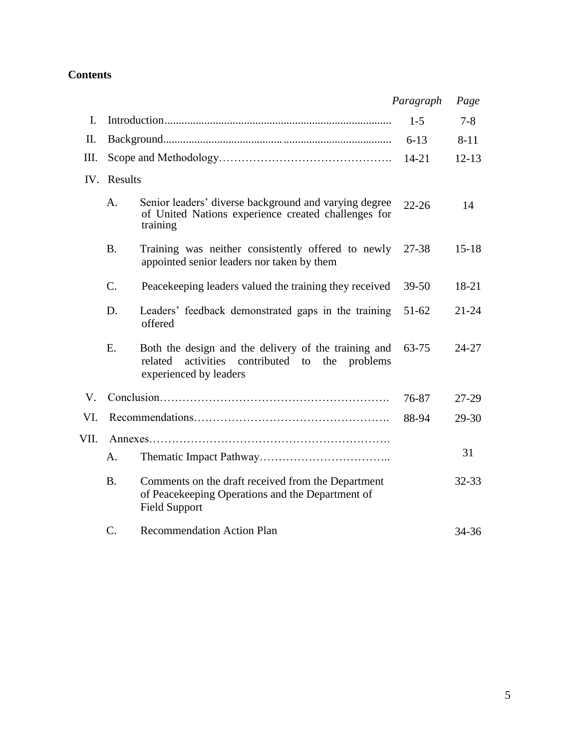## Contents

| | | | *Paragraph* | *Page* |
|---|---|---|---|---|
| I. | Introduction | | 1-5 | 7-8 |
| II. | Background | | 6-13 | 8-11 |
| III. | Scope and Methodology | | 14-21 | 12-13 |
| IV. | Results | | | |
| | A. | Senior leaders' diverse background and varying degree of United Nations experience created challenges for training | 22-26 | 14 |
| | B. | Training was neither consistently offered to newly appointed senior leaders nor taken by them | 27-38 | 15-18 |
| | C. | Peacekeeping leaders valued the training they received | 39-50 | 18-21 |
| | D. | Leaders' feedback demonstrated gaps in the training offered | 51-62 | 21-24 |
| | E. | Both the design and the delivery of the training and related activities contributed to the problems experienced by leaders | 63-75 | 24-27 |
| V. | Conclusion | | 76-87 | 27-29 |
| VI. | Recommendations | | 88-94 | 29-30 |
| VII. | Annexes | | | |
| | A. | Thematic Impact Pathway | | 31 |
| | B. | Comments on the draft received from the Department of Peacekeeping Operations and the Department of Field Support | | 32-33 |
| | C. | Recommendation Action Plan | | 34-36 |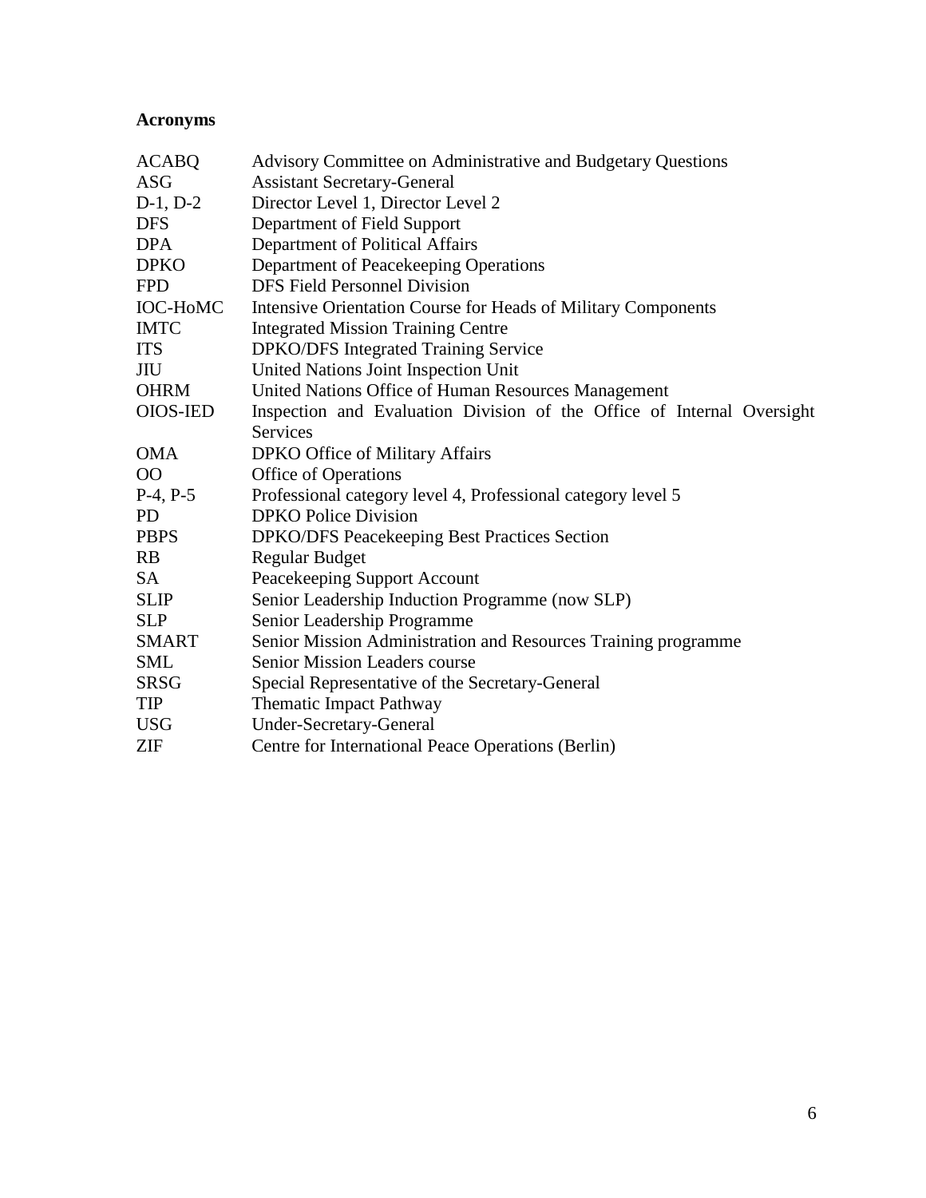**Acronyms**

| | |
|---|---|
| ACABQ | Advisory Committee on Administrative and Budgetary Questions |
| ASG | Assistant Secretary-General |
| D-1, D-2 | Director Level 1, Director Level 2 |
| DFS | Department of Field Support |
| DPA | Department of Political Affairs |
| DPKO | Department of Peacekeeping Operations |
| FPD | DFS Field Personnel Division |
| IOC-HoMC | Intensive Orientation Course for Heads of Military Components |
| IMTC | Integrated Mission Training Centre |
| ITS | DPKO/DFS Integrated Training Service |
| JIU | United Nations Joint Inspection Unit |
| OHRM | United Nations Office of Human Resources Management |
| OIOS-IED | Inspection and Evaluation Division of the Office of Internal Oversight Services |
| OMA | DPKO Office of Military Affairs |
| OO | Office of Operations |
| P-4, P-5 | Professional category level 4, Professional category level 5 |
| PD | DPKO Police Division |
| PBPS | DPKO/DFS Peacekeeping Best Practices Section |
| RB | Regular Budget |
| SA | Peacekeeping Support Account |
| SLIP | Senior Leadership Induction Programme (now SLP) |
| SLP | Senior Leadership Programme |
| SMART | Senior Mission Administration and Resources Training programme |
| SML | Senior Mission Leaders course |
| SRSG | Special Representative of the Secretary-General |
| TIP | Thematic Impact Pathway |
| USG | Under-Secretary-General |
| ZIF | Centre for International Peace Operations (Berlin) |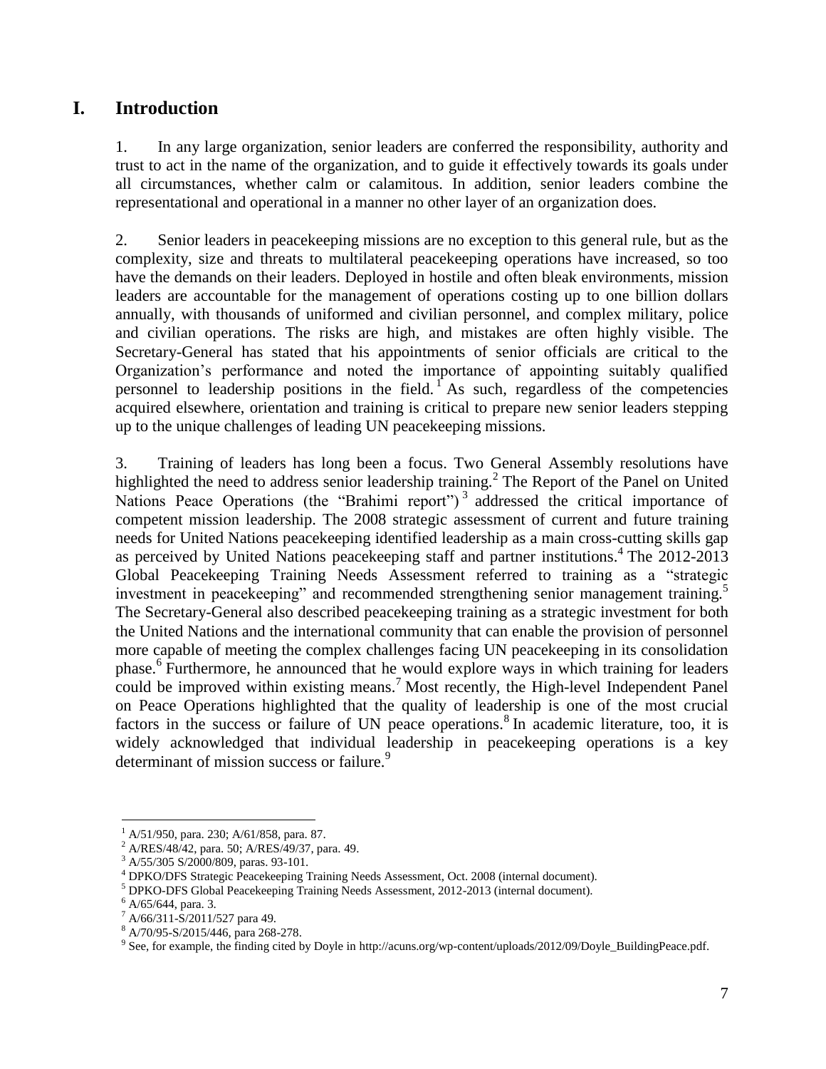# I. Introduction

1. In any large organization, senior leaders are conferred the responsibility, authority and trust to act in the name of the organization, and to guide it effectively towards its goals under all circumstances, whether calm or calamitous. In addition, senior leaders combine the representational and operational in a manner no other layer of an organization does.

2. Senior leaders in peacekeeping missions are no exception to this general rule, but as the complexity, size and threats to multilateral peacekeeping operations have increased, so too have the demands on their leaders. Deployed in hostile and often bleak environments, mission leaders are accountable for the management of operations costing up to one billion dollars annually, with thousands of uniformed and civilian personnel, and complex military, police and civilian operations. The risks are high, and mistakes are often highly visible. The Secretary-General has stated that his appointments of senior officials are critical to the Organization's performance and noted the importance of appointing suitably qualified personnel to leadership positions in the field.[1] As such, regardless of the competencies acquired elsewhere, orientation and training is critical to prepare new senior leaders stepping up to the unique challenges of leading UN peacekeeping missions.

3. Training of leaders has long been a focus. Two General Assembly resolutions have highlighted the need to address senior leadership training.[2] The Report of the Panel on United Nations Peace Operations (the "Brahimi report")[3] addressed the critical importance of competent mission leadership. The 2008 strategic assessment of current and future training needs for United Nations peacekeeping identified leadership as a main cross-cutting skills gap as perceived by United Nations peacekeeping staff and partner institutions.[4] The 2012-2013 Global Peacekeeping Training Needs Assessment referred to training as a "strategic investment in peacekeeping" and recommended strengthening senior management training.[5] The Secretary-General also described peacekeeping training as a strategic investment for both the United Nations and the international community that can enable the provision of personnel more capable of meeting the complex challenges facing UN peacekeeping in its consolidation phase.[6] Furthermore, he announced that he would explore ways in which training for leaders could be improved within existing means.[7] Most recently, the High-level Independent Panel on Peace Operations highlighted that the quality of leadership is one of the most crucial factors in the success or failure of UN peace operations.[8] In academic literature, too, it is widely acknowledged that individual leadership in peacekeeping operations is a key determinant of mission success or failure.[9]

---

[1] A/51/950, para. 230; A/61/858, para. 87.

[2] A/RES/48/42, para. 50; A/RES/49/37, para. 49.

[3] A/55/305 S/2000/809, paras. 93-101.

[4] DPKO/DFS Strategic Peacekeeping Training Needs Assessment, Oct. 2008 (internal document).

[5] DPKO-DFS Global Peacekeeping Training Needs Assessment, 2012-2013 (internal document).

[6] A/65/644, para. 3.

[7] A/66/311-S/2011/527 para 49.

[8] A/70/95-S/2015/446, para 268-278.

[9] See, for example, the finding cited by Doyle in http://acuns.org/wp-content/uploads/2012/09/Doyle_BuildingPeace.pdf.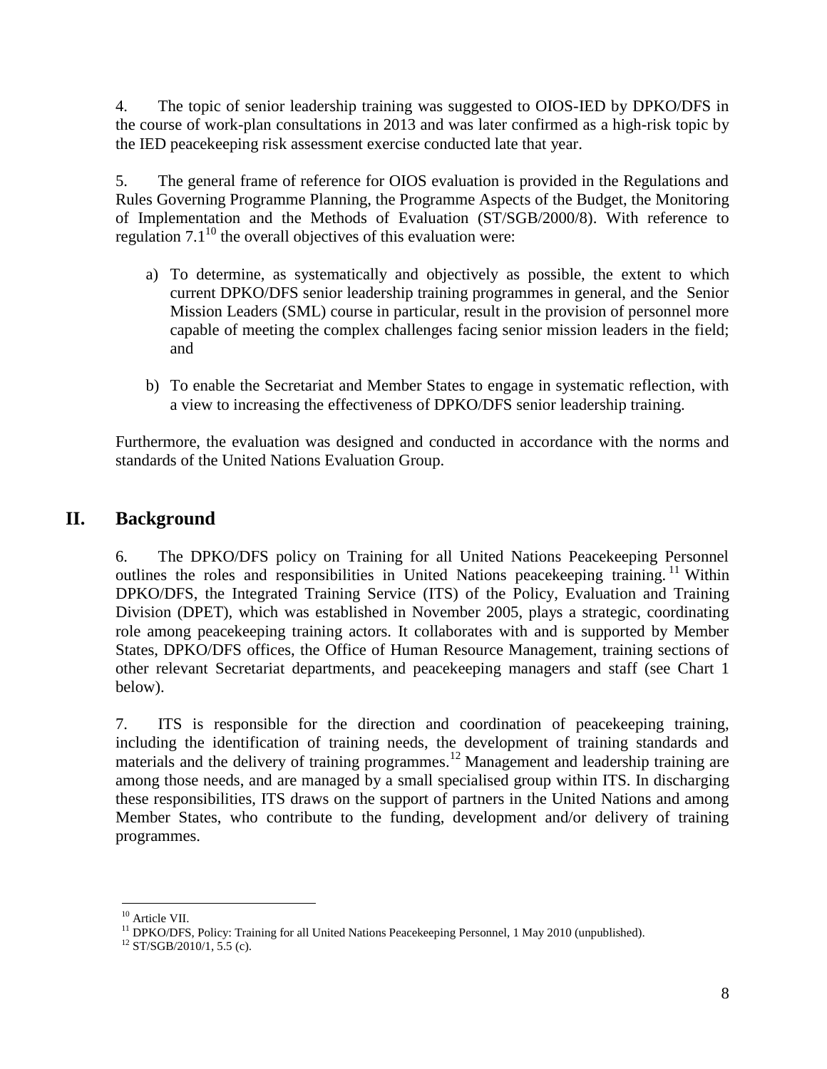4. The topic of senior leadership training was suggested to OIOS-IED by DPKO/DFS in the course of work-plan consultations in 2013 and was later confirmed as a high-risk topic by the IED peacekeeping risk assessment exercise conducted late that year.

5. The general frame of reference for OIOS evaluation is provided in the Regulations and Rules Governing Programme Planning, the Programme Aspects of the Budget, the Monitoring of Implementation and the Methods of Evaluation (ST/SGB/2000/8). With reference to regulation 7.1[10] the overall objectives of this evaluation were:

a) To determine, as systematically and objectively as possible, the extent to which current DPKO/DFS senior leadership training programmes in general, and the Senior Mission Leaders (SML) course in particular, result in the provision of personnel more capable of meeting the complex challenges facing senior mission leaders in the field; and

b) To enable the Secretariat and Member States to engage in systematic reflection, with a view to increasing the effectiveness of DPKO/DFS senior leadership training.

Furthermore, the evaluation was designed and conducted in accordance with the norms and standards of the United Nations Evaluation Group.

## II. Background

6. The DPKO/DFS policy on Training for all United Nations Peacekeeping Personnel outlines the roles and responsibilities in United Nations peacekeeping training.[11] Within DPKO/DFS, the Integrated Training Service (ITS) of the Policy, Evaluation and Training Division (DPET), which was established in November 2005, plays a strategic, coordinating role among peacekeeping training actors. It collaborates with and is supported by Member States, DPKO/DFS offices, the Office of Human Resource Management, training sections of other relevant Secretariat departments, and peacekeeping managers and staff (see Chart 1 below).

7. ITS is responsible for the direction and coordination of peacekeeping training, including the identification of training needs, the development of training standards and materials and the delivery of training programmes.[12] Management and leadership training are among those needs, and are managed by a small specialised group within ITS. In discharging these responsibilities, ITS draws on the support of partners in the United Nations and among Member States, who contribute to the funding, development and/or delivery of training programmes.

---

[10] Article VII.

[11] DPKO/DFS, Policy: Training for all United Nations Peacekeeping Personnel, 1 May 2010 (unpublished).

[12] ST/SGB/2010/1, 5.5 (c).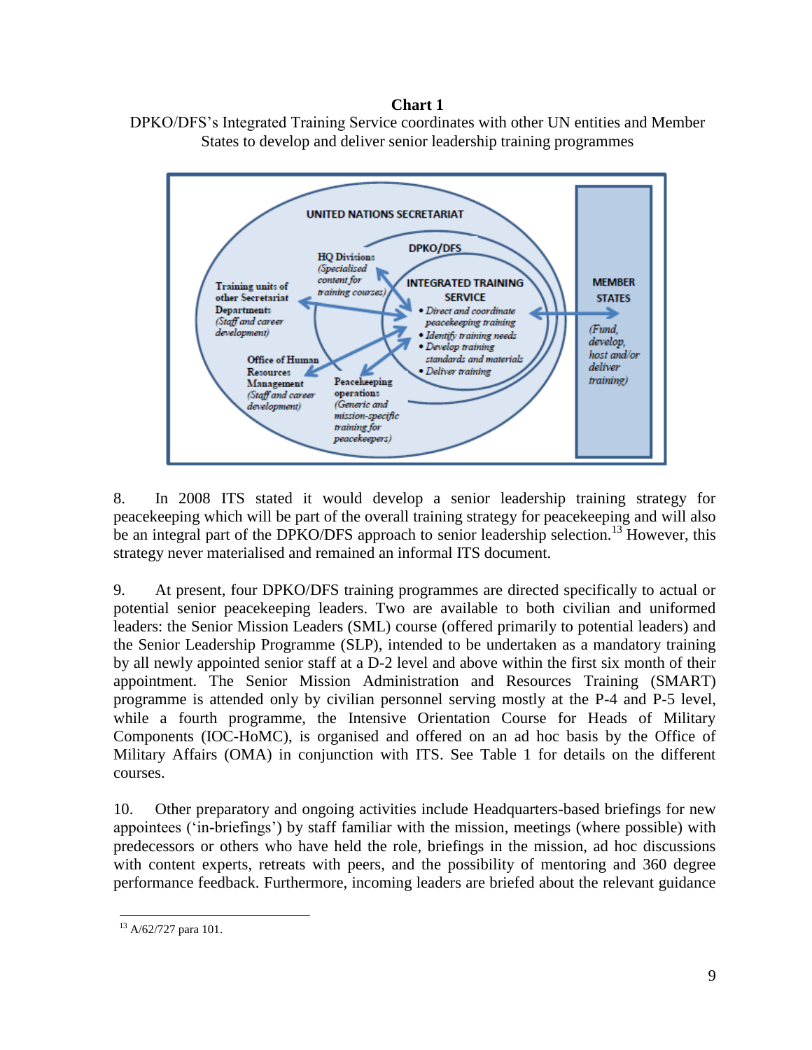**Chart 1**

DPKO/DFS's Integrated Training Service coordinates with other UN entities and Member States to develop and deliver senior leadership training programmes

UNITED NATIONS SECRETARIAT

DPKO/DFS

HQ Divisions (*Specialised content for training courses*)

Training units of other Secretariat Departments (*Staff and career development*)

Office of Human Resources Management (*Staff and career development*)

Peacekeeping operations (*Generic and mission-specific training for peacekeepers*)

INTEGRATED TRAINING SERVICE

- *Direct and coordinate peacekeeping training*
- *Identify training needs*
- *Develop training standards and materials*
- *Deliver training*

MEMBER STATES (*Fund, develop, host and/or deliver training*)

8. In 2008 ITS stated it would develop a senior leadership training strategy for peacekeeping which will be part of the overall training strategy for peacekeeping and will also be an integral part of the DPKO/DFS approach to senior leadership selection.[13] However, this strategy never materialised and remained an informal ITS document.

9. At present, four DPKO/DFS training programmes are directed specifically to actual or potential senior peacekeeping leaders. Two are available to both civilian and uniformed leaders: the Senior Mission Leaders (SML) course (offered primarily to potential leaders) and the Senior Leadership Programme (SLP), intended to be undertaken as a mandatory training by all newly appointed senior staff at a D-2 level and above within the first six month of their appointment. The Senior Mission Administration and Resources Training (SMART) programme is attended only by civilian personnel serving mostly at the P-4 and P-5 level, while a fourth programme, the Intensive Orientation Course for Heads of Military Components (IOC-HoMC), is organised and offered on an ad hoc basis by the Office of Military Affairs (OMA) in conjunction with ITS. See Table 1 for details on the different courses.

10. Other preparatory and ongoing activities include Headquarters-based briefings for new appointees ('in-briefings') by staff familiar with the mission, meetings (where possible) with predecessors or others who have held the role, briefings in the mission, ad hoc discussions with content experts, retreats with peers, and the possibility of mentoring and 360 degree performance feedback. Furthermore, incoming leaders are briefed about the relevant guidance

[13] A/62/727 para 101.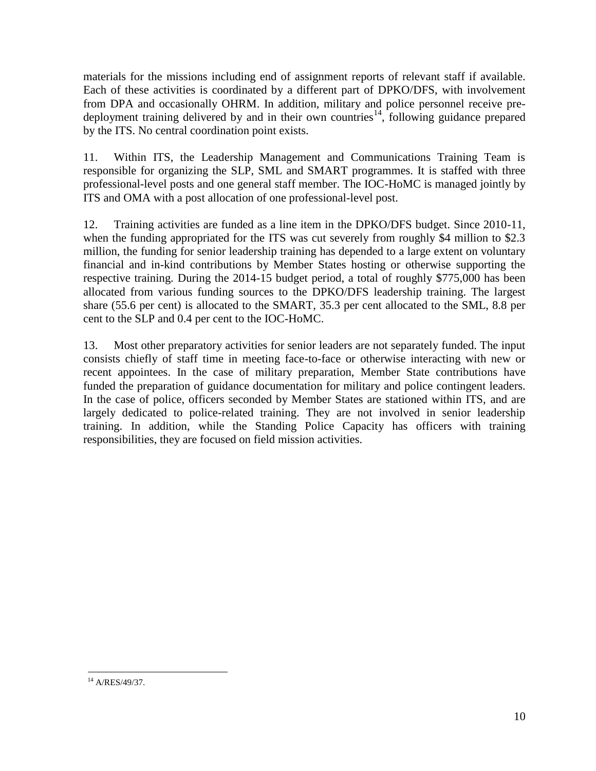materials for the missions including end of assignment reports of relevant staff if available. Each of these activities is coordinated by a different part of DPKO/DFS, with involvement from DPA and occasionally OHRM. In addition, military and police personnel receive pre-deployment training delivered by and in their own countries[14], following guidance prepared by the ITS. No central coordination point exists.

11. Within ITS, the Leadership Management and Communications Training Team is responsible for organizing the SLP, SML and SMART programmes. It is staffed with three professional-level posts and one general staff member. The IOC-HoMC is managed jointly by ITS and OMA with a post allocation of one professional-level post.

12. Training activities are funded as a line item in the DPKO/DFS budget. Since 2010-11, when the funding appropriated for the ITS was cut severely from roughly $4 million to $2.3 million, the funding for senior leadership training has depended to a large extent on voluntary financial and in-kind contributions by Member States hosting or otherwise supporting the respective training. During the 2014-15 budget period, a total of roughly $775,000 has been allocated from various funding sources to the DPKO/DFS leadership training. The largest share (55.6 per cent) is allocated to the SMART, 35.3 per cent allocated to the SML, 8.8 per cent to the SLP and 0.4 per cent to the IOC-HoMC.

13. Most other preparatory activities for senior leaders are not separately funded. The input consists chiefly of staff time in meeting face-to-face or otherwise interacting with new or recent appointees. In the case of military preparation, Member State contributions have funded the preparation of guidance documentation for military and police contingent leaders. In the case of police, officers seconded by Member States are stationed within ITS, and are largely dedicated to police-related training. They are not involved in senior leadership training. In addition, while the Standing Police Capacity has officers with training responsibilities, they are focused on field mission activities.

[14] A/RES/49/37.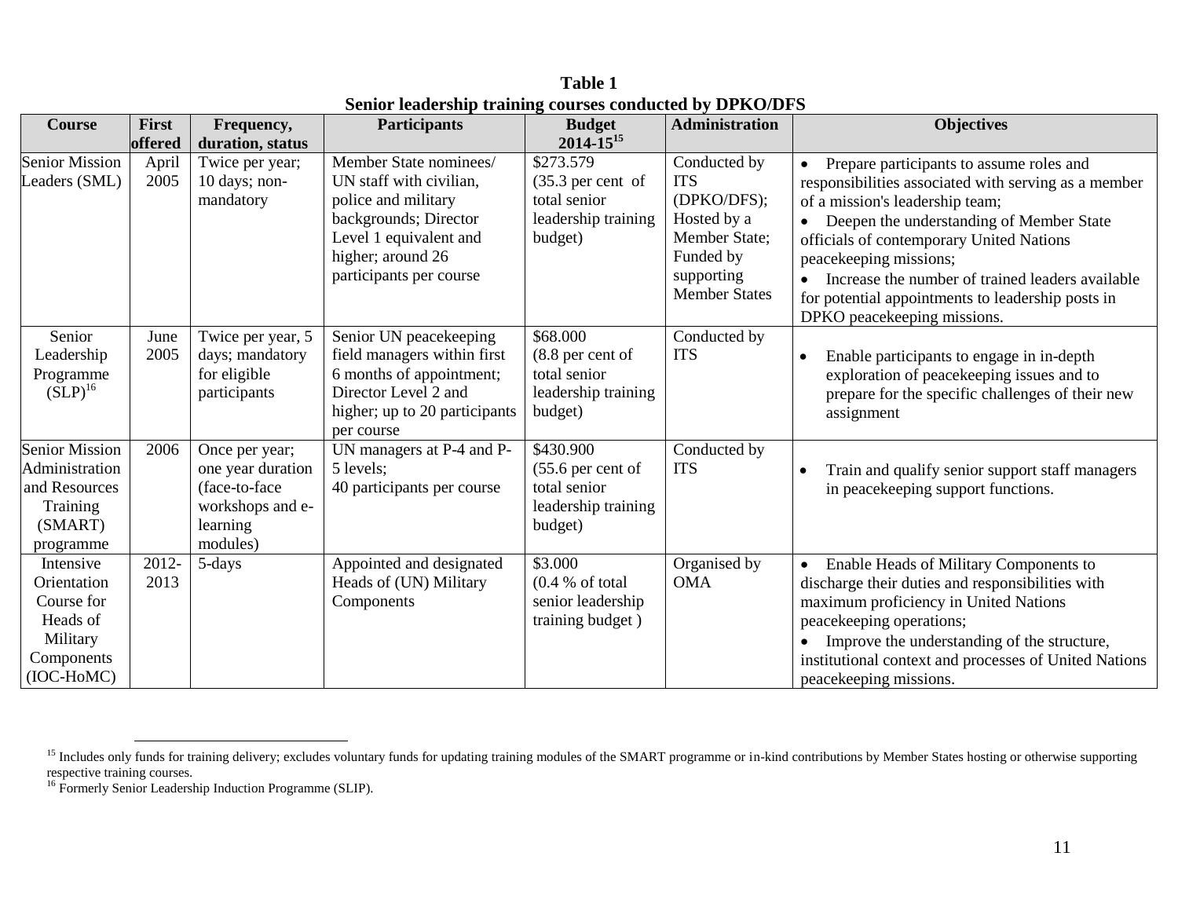**Table 1**
**Senior leadership training courses conducted by DPKO/DFS**

| Course | First offered | Frequency, duration, status | Participants | Budget 2014-15[15] | Administration | Objectives |
|---|---|---|---|---|---|---|
| Senior Mission Leaders (SML) | April 2005 | Twice per year; 10 days; non-mandatory | Member State nominees/ UN staff with civilian, police and military backgrounds; Director Level 1 equivalent and higher; around 26 participants per course | $273.579 (35.3 per cent of total senior leadership training budget) | Conducted by ITS (DPKO/DFS); Hosted by a Member State; Funded by supporting Member States | • Prepare participants to assume roles and responsibilities associated with serving as a member of a mission's leadership team; • Deepen the understanding of Member State officials of contemporary United Nations peacekeeping missions; • Increase the number of trained leaders available for potential appointments to leadership posts in DPKO peacekeeping missions. |
| Senior Leadership Programme (SLP)[16] | June 2005 | Twice per year, 5 days; mandatory for eligible participants | Senior UN peacekeeping field managers within first 6 months of appointment; Director Level 2 and higher; up to 20 participants per course | $68.000 (8.8 per cent of total senior leadership training budget) | Conducted by ITS | • Enable participants to engage in in-depth exploration of peacekeeping issues and to prepare for the specific challenges of their new assignment |
| Senior Mission Administration and Resources Training (SMART) programme | 2006 | Once per year; one year duration (face-to-face workshops and e-learning modules) | UN managers at P-4 and P-5 levels; 40 participants per course | $430.900 (55.6 per cent of total senior leadership training budget) | Conducted by ITS | • Train and qualify senior support staff managers in peacekeeping support functions. |
| Intensive Orientation Course for Heads of Military Components (IOC-HoMC) | 2012-2013 | 5-days | Appointed and designated Heads of (UN) Military Components | $3.000 (0.4 % of total senior leadership training budget ) | Organised by OMA | • Enable Heads of Military Components to discharge their duties and responsibilities with maximum proficiency in United Nations peacekeeping operations; • Improve the understanding of the structure, institutional context and processes of United Nations peacekeeping missions. |

[15] Includes only funds for training delivery; excludes voluntary funds for updating training modules of the SMART programme or in-kind contributions by Member States hosting or otherwise supporting respective training courses.

[16] Formerly Senior Leadership Induction Programme (SLIP).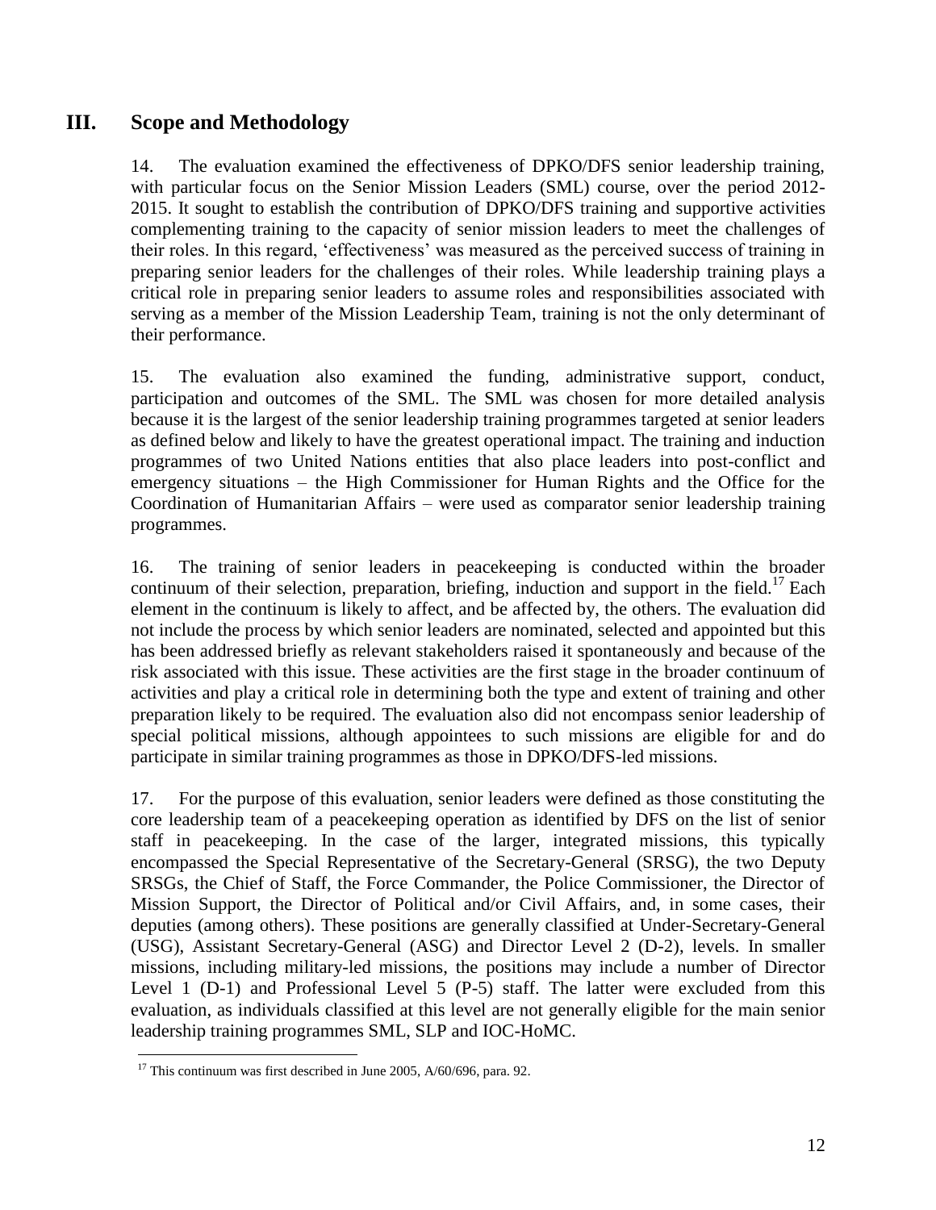## III. Scope and Methodology

14. The evaluation examined the effectiveness of DPKO/DFS senior leadership training, with particular focus on the Senior Mission Leaders (SML) course, over the period 2012-2015. It sought to establish the contribution of DPKO/DFS training and supportive activities complementing training to the capacity of senior mission leaders to meet the challenges of their roles. In this regard, 'effectiveness' was measured as the perceived success of training in preparing senior leaders for the challenges of their roles. While leadership training plays a critical role in preparing senior leaders to assume roles and responsibilities associated with serving as a member of the Mission Leadership Team, training is not the only determinant of their performance.

15. The evaluation also examined the funding, administrative support, conduct, participation and outcomes of the SML. The SML was chosen for more detailed analysis because it is the largest of the senior leadership training programmes targeted at senior leaders as defined below and likely to have the greatest operational impact. The training and induction programmes of two United Nations entities that also place leaders into post-conflict and emergency situations – the High Commissioner for Human Rights and the Office for the Coordination of Humanitarian Affairs – were used as comparator senior leadership training programmes.

16. The training of senior leaders in peacekeeping is conducted within the broader continuum of their selection, preparation, briefing, induction and support in the field.[17] Each element in the continuum is likely to affect, and be affected by, the others. The evaluation did not include the process by which senior leaders are nominated, selected and appointed but this has been addressed briefly as relevant stakeholders raised it spontaneously and because of the risk associated with this issue. These activities are the first stage in the broader continuum of activities and play a critical role in determining both the type and extent of training and other preparation likely to be required. The evaluation also did not encompass senior leadership of special political missions, although appointees to such missions are eligible for and do participate in similar training programmes as those in DPKO/DFS-led missions.

17. For the purpose of this evaluation, senior leaders were defined as those constituting the core leadership team of a peacekeeping operation as identified by DFS on the list of senior staff in peacekeeping. In the case of the larger, integrated missions, this typically encompassed the Special Representative of the Secretary-General (SRSG), the two Deputy SRSGs, the Chief of Staff, the Force Commander, the Police Commissioner, the Director of Mission Support, the Director of Political and/or Civil Affairs, and, in some cases, their deputies (among others). These positions are generally classified at Under-Secretary-General (USG), Assistant Secretary-General (ASG) and Director Level 2 (D-2), levels. In smaller missions, including military-led missions, the positions may include a number of Director Level 1 (D-1) and Professional Level 5 (P-5) staff. The latter were excluded from this evaluation, as individuals classified at this level are not generally eligible for the main senior leadership training programmes SML, SLP and IOC-HoMC.

---

[17] This continuum was first described in June 2005, A/60/696, para. 92.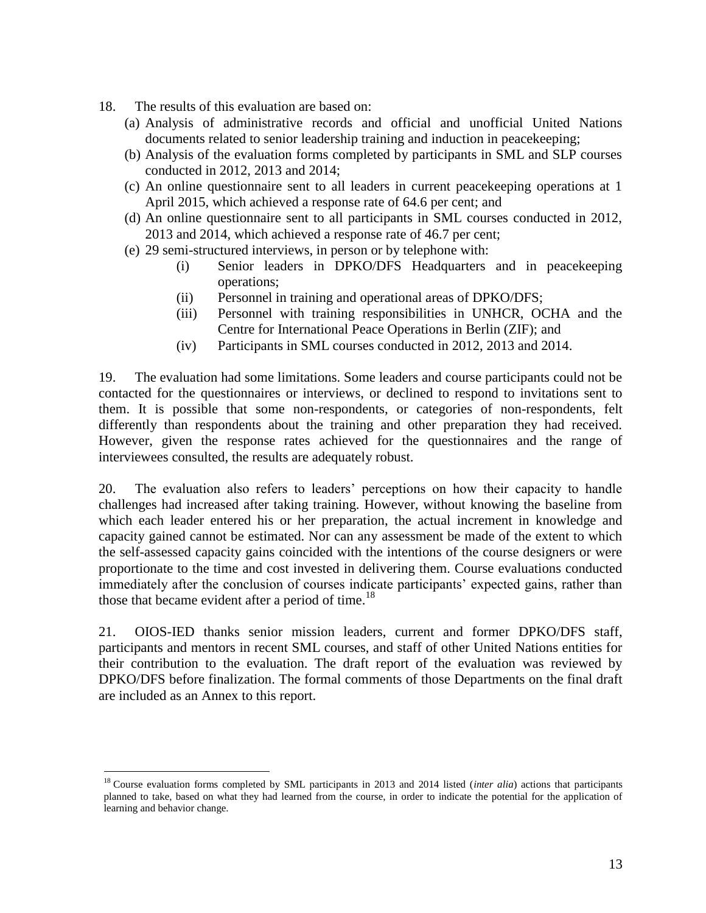18. The results of this evaluation are based on:

(a) Analysis of administrative records and official and unofficial United Nations documents related to senior leadership training and induction in peacekeeping;

(b) Analysis of the evaluation forms completed by participants in SML and SLP courses conducted in 2012, 2013 and 2014;

(c) An online questionnaire sent to all leaders in current peacekeeping operations at 1 April 2015, which achieved a response rate of 64.6 per cent; and

(d) An online questionnaire sent to all participants in SML courses conducted in 2012, 2013 and 2014, which achieved a response rate of 46.7 per cent;

(e) 29 semi-structured interviews, in person or by telephone with:

- (i) Senior leaders in DPKO/DFS Headquarters and in peacekeeping operations;
- (ii) Personnel in training and operational areas of DPKO/DFS;
- (iii) Personnel with training responsibilities in UNHCR, OCHA and the Centre for International Peace Operations in Berlin (ZIF); and
- (iv) Participants in SML courses conducted in 2012, 2013 and 2014.

19. The evaluation had some limitations. Some leaders and course participants could not be contacted for the questionnaires or interviews, or declined to respond to invitations sent to them. It is possible that some non-respondents, or categories of non-respondents, felt differently than respondents about the training and other preparation they had received. However, given the response rates achieved for the questionnaires and the range of interviewees consulted, the results are adequately robust.

20. The evaluation also refers to leaders' perceptions on how their capacity to handle challenges had increased after taking training. However, without knowing the baseline from which each leader entered his or her preparation, the actual increment in knowledge and capacity gained cannot be estimated. Nor can any assessment be made of the extent to which the self-assessed capacity gains coincided with the intentions of the course designers or were proportionate to the time and cost invested in delivering them. Course evaluations conducted immediately after the conclusion of courses indicate participants' expected gains, rather than those that became evident after a period of time.[18]

21. OIOS-IED thanks senior mission leaders, current and former DPKO/DFS staff, participants and mentors in recent SML courses, and staff of other United Nations entities for their contribution to the evaluation. The draft report of the evaluation was reviewed by DPKO/DFS before finalization. The formal comments of those Departments on the final draft are included as an Annex to this report.

---

[18] Course evaluation forms completed by SML participants in 2013 and 2014 listed (*inter alia*) actions that participants planned to take, based on what they had learned from the course, in order to indicate the potential for the application of learning and behavior change.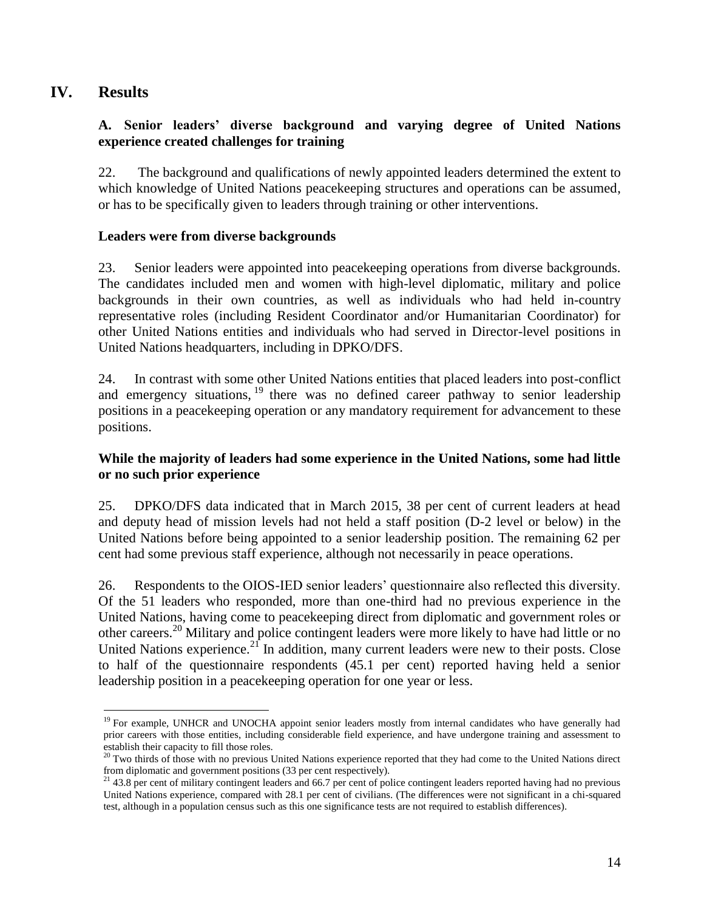# IV. Results

## A. Senior leaders' diverse background and varying degree of United Nations experience created challenges for training

22. The background and qualifications of newly appointed leaders determined the extent to which knowledge of United Nations peacekeeping structures and operations can be assumed, or has to be specifically given to leaders through training or other interventions.

### Leaders were from diverse backgrounds

23. Senior leaders were appointed into peacekeeping operations from diverse backgrounds. The candidates included men and women with high-level diplomatic, military and police backgrounds in their own countries, as well as individuals who had held in-country representative roles (including Resident Coordinator and/or Humanitarian Coordinator) for other United Nations entities and individuals who had served in Director-level positions in United Nations headquarters, including in DPKO/DFS.

24. In contrast with some other United Nations entities that placed leaders into post-conflict and emergency situations,[19] there was no defined career pathway to senior leadership positions in a peacekeeping operation or any mandatory requirement for advancement to these positions.

### While the majority of leaders had some experience in the United Nations, some had little or no such prior experience

25. DPKO/DFS data indicated that in March 2015, 38 per cent of current leaders at head and deputy head of mission levels had not held a staff position (D-2 level or below) in the United Nations before being appointed to a senior leadership position. The remaining 62 per cent had some previous staff experience, although not necessarily in peace operations.

26. Respondents to the OIOS-IED senior leaders' questionnaire also reflected this diversity. Of the 51 leaders who responded, more than one-third had no previous experience in the United Nations, having come to peacekeeping direct from diplomatic and government roles or other careers.[20] Military and police contingent leaders were more likely to have had little or no United Nations experience.[21] In addition, many current leaders were new to their posts. Close to half of the questionnaire respondents (45.1 per cent) reported having held a senior leadership position in a peacekeeping operation for one year or less.

---

[19] For example, UNHCR and UNOCHA appoint senior leaders mostly from internal candidates who have generally had prior careers with those entities, including considerable field experience, and have undergone training and assessment to establish their capacity to fill those roles.

[20] Two thirds of those with no previous United Nations experience reported that they had come to the United Nations direct from diplomatic and government positions (33 per cent respectively).

[21] 43.8 per cent of military contingent leaders and 66.7 per cent of police contingent leaders reported having had no previous United Nations experience, compared with 28.1 per cent of civilians. (The differences were not significant in a chi-squared test, although in a population census such as this one significance tests are not required to establish differences).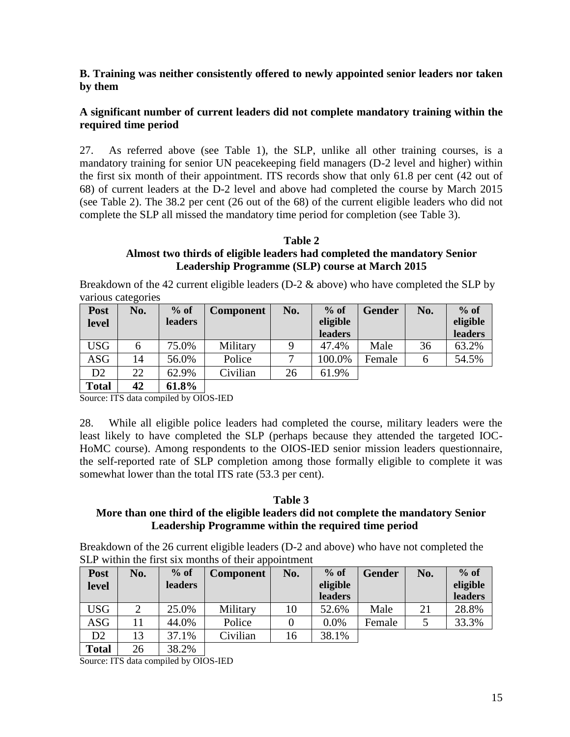**B. Training was neither consistently offered to newly appointed senior leaders nor taken by them**

**A significant number of current leaders did not complete mandatory training within the required time period**

27. As referred above (see Table 1), the SLP, unlike all other training courses, is a mandatory training for senior UN peacekeeping field managers (D-2 level and higher) within the first six month of their appointment. ITS records show that only 61.8 per cent (42 out of 68) of current leaders at the D-2 level and above had completed the course by March 2015 (see Table 2). The 38.2 per cent (26 out of the 68) of the current eligible leaders who did not complete the SLP all missed the mandatory time period for completion (see Table 3).

**Table 2**
**Almost two thirds of eligible leaders had completed the mandatory Senior Leadership Programme (SLP) course at March 2015**

Breakdown of the 42 current eligible leaders (D-2 & above) who have completed the SLP by various categories

| Post level | No. | % of leaders | Component | No. | % of eligible leaders | Gender | No. | % of eligible leaders |
|---|---|---|---|---|---|---|---|---|
| USG | 6 | 75.0% | Military | 9 | 47.4% | Male | 36 | 63.2% |
| ASG | 14 | 56.0% | Police | 7 | 100.0% | Female | 6 | 54.5% |
| D2 | 22 | 62.9% | Civilian | 26 | 61.9% | | | |
| **Total** | **42** | **61.8%** | | | | | | |

Source: ITS data compiled by OIOS-IED

28. While all eligible police leaders had completed the course, military leaders were the least likely to have completed the SLP (perhaps because they attended the targeted IOC-HoMC course). Among respondents to the OIOS-IED senior mission leaders questionnaire, the self-reported rate of SLP completion among those formally eligible to complete it was somewhat lower than the total ITS rate (53.3 per cent).

**Table 3**
**More than one third of the eligible leaders did not complete the mandatory Senior Leadership Programme within the required time period**

Breakdown of the 26 current eligible leaders (D-2 and above) who have not completed the SLP within the first six months of their appointment

| Post level | No. | % of leaders | Component | No. | % of eligible leaders | Gender | No. | % of eligible leaders |
|---|---|---|---|---|---|---|---|---|
| USG | 2 | 25.0% | Military | 10 | 52.6% | Male | 21 | 28.8% |
| ASG | 11 | 44.0% | Police | 0 | 0.0% | Female | 5 | 33.3% |
| D2 | 13 | 37.1% | Civilian | 16 | 38.1% | | | |
| **Total** | 26 | 38.2% | | | | | | |

Source: ITS data compiled by OIOS-IED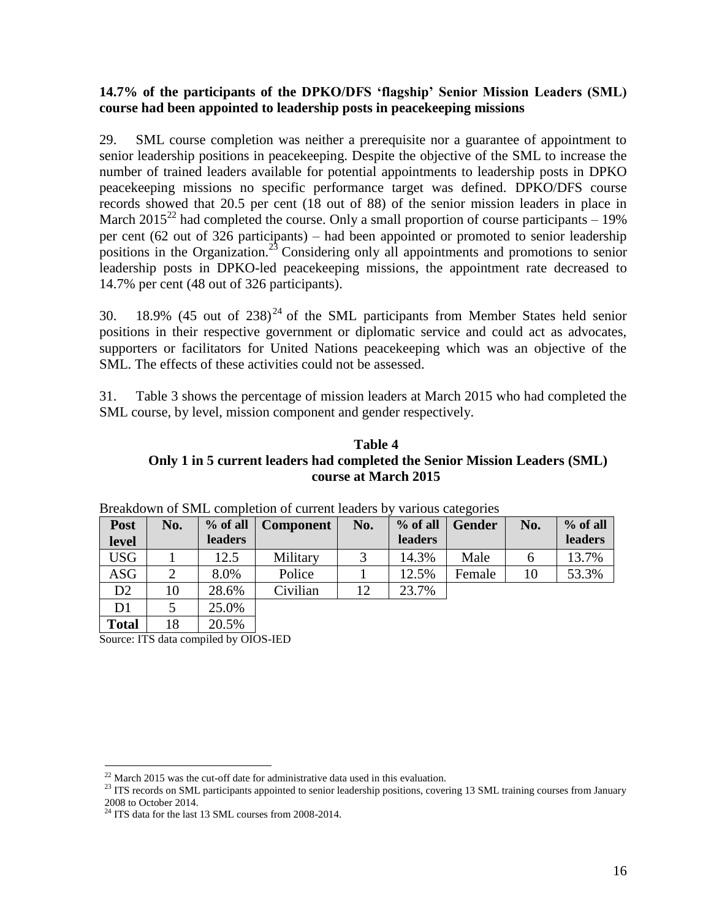**14.7% of the participants of the DPKO/DFS 'flagship' Senior Mission Leaders (SML) course had been appointed to leadership posts in peacekeeping missions**

29. SML course completion was neither a prerequisite nor a guarantee of appointment to senior leadership positions in peacekeeping. Despite the objective of the SML to increase the number of trained leaders available for potential appointments to leadership posts in DPKO peacekeeping missions no specific performance target was defined. DPKO/DFS course records showed that 20.5 per cent (18 out of 88) of the senior mission leaders in place in March 2015[22] had completed the course. Only a small proportion of course participants – 19% per cent (62 out of 326 participants) – had been appointed or promoted to senior leadership positions in the Organization.[23] Considering only all appointments and promotions to senior leadership posts in DPKO-led peacekeeping missions, the appointment rate decreased to 14.7% per cent (48 out of 326 participants).

30. 18.9% (45 out of 238)[24] of the SML participants from Member States held senior positions in their respective government or diplomatic service and could act as advocates, supporters or facilitators for United Nations peacekeeping which was an objective of the SML. The effects of these activities could not be assessed.

31. Table 3 shows the percentage of mission leaders at March 2015 who had completed the SML course, by level, mission component and gender respectively.

**Table 4**
**Only 1 in 5 current leaders had completed the Senior Mission Leaders (SML) course at March 2015**

Breakdown of SML completion of current leaders by various categories

| Post level | No. | % of all leaders | Component | No. | % of all leaders | Gender | No. | % of all leaders |
|---|---|---|---|---|---|---|---|---|
| USG | 1 | 12.5 | Military | 3 | 14.3% | Male | 6 | 13.7% |
| ASG | 2 | 8.0% | Police | 1 | 12.5% | Female | 10 | 53.3% |
| D2 | 10 | 28.6% | Civilian | 12 | 23.7% | | | |
| D1 | 5 | 25.0% | | | | | | |
| **Total** | 18 | 20.5% | | | | | | |

Source: ITS data compiled by OIOS-IED

[22] March 2015 was the cut-off date for administrative data used in this evaluation.
[23] ITS records on SML participants appointed to senior leadership positions, covering 13 SML training courses from January 2008 to October 2014.
[24] ITS data for the last 13 SML courses from 2008-2014.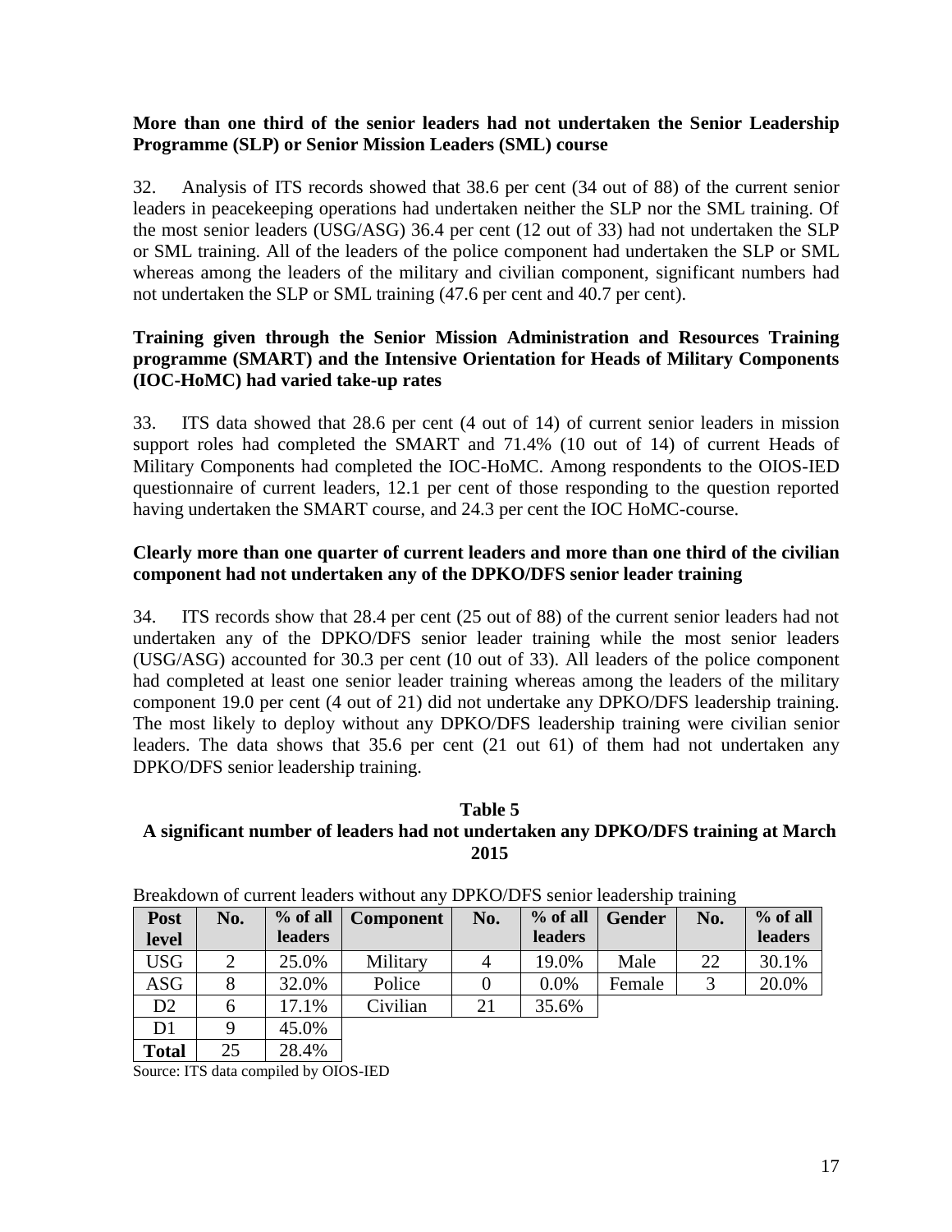**More than one third of the senior leaders had not undertaken the Senior Leadership Programme (SLP) or Senior Mission Leaders (SML) course**

32. Analysis of ITS records showed that 38.6 per cent (34 out of 88) of the current senior leaders in peacekeeping operations had undertaken neither the SLP nor the SML training. Of the most senior leaders (USG/ASG) 36.4 per cent (12 out of 33) had not undertaken the SLP or SML training. All of the leaders of the police component had undertaken the SLP or SML whereas among the leaders of the military and civilian component, significant numbers had not undertaken the SLP or SML training (47.6 per cent and 40.7 per cent).

**Training given through the Senior Mission Administration and Resources Training programme (SMART) and the Intensive Orientation for Heads of Military Components (IOC-HoMC) had varied take-up rates**

33. ITS data showed that 28.6 per cent (4 out of 14) of current senior leaders in mission support roles had completed the SMART and 71.4% (10 out of 14) of current Heads of Military Components had completed the IOC-HoMC. Among respondents to the OIOS-IED questionnaire of current leaders, 12.1 per cent of those responding to the question reported having undertaken the SMART course, and 24.3 per cent the IOC HoMC-course.

**Clearly more than one quarter of current leaders and more than one third of the civilian component had not undertaken any of the DPKO/DFS senior leader training**

34. ITS records show that 28.4 per cent (25 out of 88) of the current senior leaders had not undertaken any of the DPKO/DFS senior leader training while the most senior leaders (USG/ASG) accounted for 30.3 per cent (10 out of 33). All leaders of the police component had completed at least one senior leader training whereas among the leaders of the military component 19.0 per cent (4 out of 21) did not undertake any DPKO/DFS leadership training. The most likely to deploy without any DPKO/DFS leadership training were civilian senior leaders. The data shows that 35.6 per cent (21 out 61) of them had not undertaken any DPKO/DFS senior leadership training.

**Table 5**
**A significant number of leaders had not undertaken any DPKO/DFS training at March 2015**

Breakdown of current leaders without any DPKO/DFS senior leadership training

| Post level | No. | % of all leaders | Component | No. | % of all leaders | Gender | No. | % of all leaders |
|---|---|---|---|---|---|---|---|---|
| USG | 2 | 25.0% | Military | 4 | 19.0% | Male | 22 | 30.1% |
| ASG | 8 | 32.0% | Police | 0 | 0.0% | Female | 3 | 20.0% |
| D2 | 6 | 17.1% | Civilian | 21 | 35.6% | | | |
| D1 | 9 | 45.0% | | | | | | |
| **Total** | 25 | 28.4% | | | | | | |

Source: ITS data compiled by OIOS-IED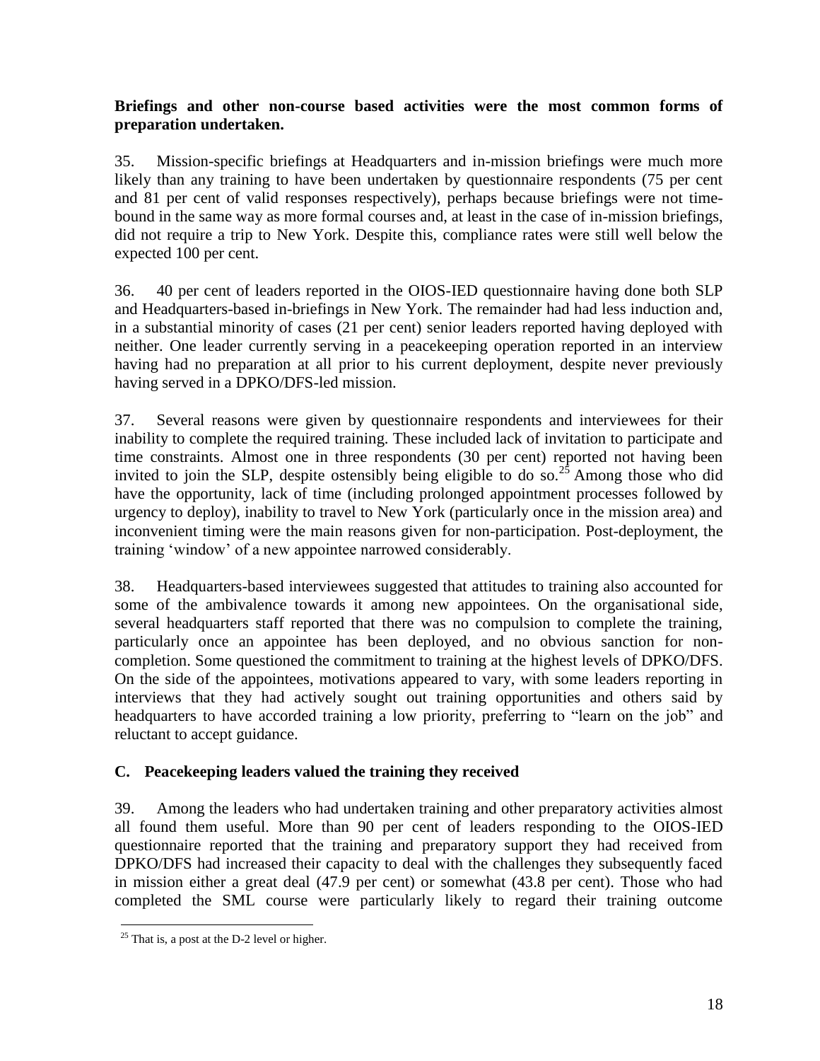**Briefings and other non-course based activities were the most common forms of preparation undertaken.**

35. Mission-specific briefings at Headquarters and in-mission briefings were much more likely than any training to have been undertaken by questionnaire respondents (75 per cent and 81 per cent of valid responses respectively), perhaps because briefings were not time-bound in the same way as more formal courses and, at least in the case of in-mission briefings, did not require a trip to New York. Despite this, compliance rates were still well below the expected 100 per cent.

36. 40 per cent of leaders reported in the OIOS-IED questionnaire having done both SLP and Headquarters-based in-briefings in New York. The remainder had had less induction and, in a substantial minority of cases (21 per cent) senior leaders reported having deployed with neither. One leader currently serving in a peacekeeping operation reported in an interview having had no preparation at all prior to his current deployment, despite never previously having served in a DPKO/DFS-led mission.

37. Several reasons were given by questionnaire respondents and interviewees for their inability to complete the required training. These included lack of invitation to participate and time constraints. Almost one in three respondents (30 per cent) reported not having been invited to join the SLP, despite ostensibly being eligible to do so.[25] Among those who did have the opportunity, lack of time (including prolonged appointment processes followed by urgency to deploy), inability to travel to New York (particularly once in the mission area) and inconvenient timing were the main reasons given for non-participation. Post-deployment, the training 'window' of a new appointee narrowed considerably.

38. Headquarters-based interviewees suggested that attitudes to training also accounted for some of the ambivalence towards it among new appointees. On the organisational side, several headquarters staff reported that there was no compulsion to complete the training, particularly once an appointee has been deployed, and no obvious sanction for non-completion. Some questioned the commitment to training at the highest levels of DPKO/DFS. On the side of the appointees, motivations appeared to vary, with some leaders reporting in interviews that they had actively sought out training opportunities and others said by headquarters to have accorded training a low priority, preferring to "learn on the job" and reluctant to accept guidance.

## C. Peacekeeping leaders valued the training they received

39. Among the leaders who had undertaken training and other preparatory activities almost all found them useful. More than 90 per cent of leaders responding to the OIOS-IED questionnaire reported that the training and preparatory support they had received from DPKO/DFS had increased their capacity to deal with the challenges they subsequently faced in mission either a great deal (47.9 per cent) or somewhat (43.8 per cent). Those who had completed the SML course were particularly likely to regard their training outcome

[25] That is, a post at the D-2 level or higher.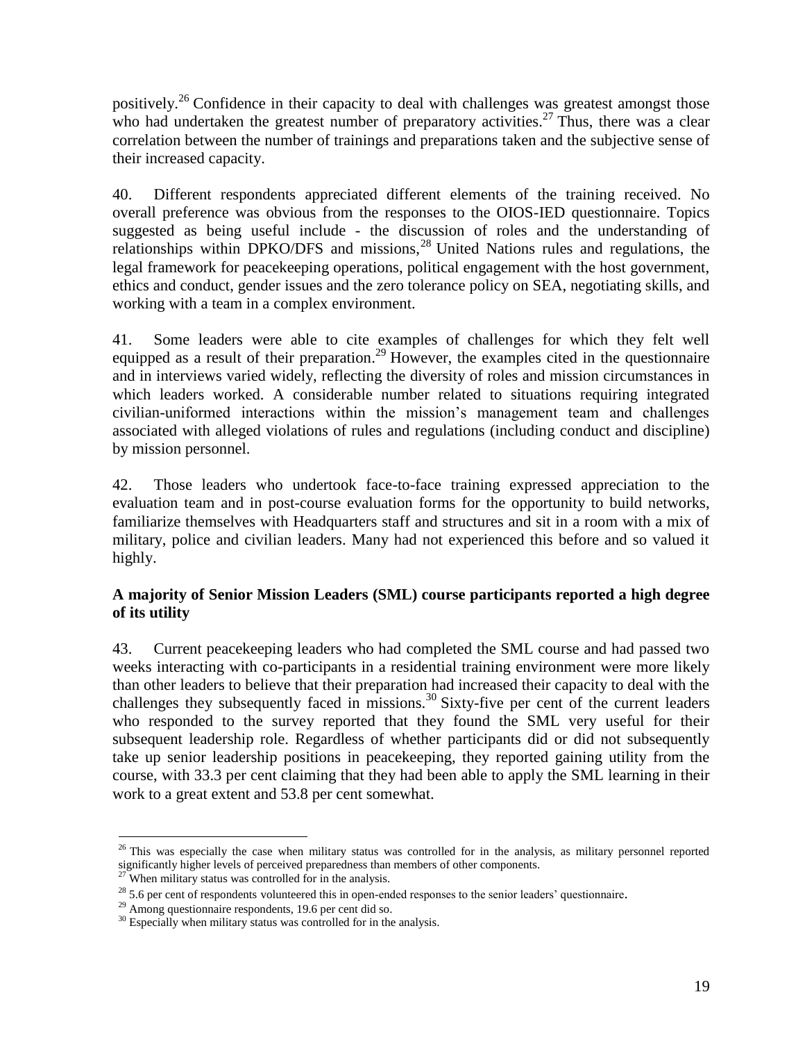positively.[26] Confidence in their capacity to deal with challenges was greatest amongst those who had undertaken the greatest number of preparatory activities.[27] Thus, there was a clear correlation between the number of trainings and preparations taken and the subjective sense of their increased capacity.

40. Different respondents appreciated different elements of the training received. No overall preference was obvious from the responses to the OIOS-IED questionnaire. Topics suggested as being useful include - the discussion of roles and the understanding of relationships within DPKO/DFS and missions,[28] United Nations rules and regulations, the legal framework for peacekeeping operations, political engagement with the host government, ethics and conduct, gender issues and the zero tolerance policy on SEA, negotiating skills, and working with a team in a complex environment.

41. Some leaders were able to cite examples of challenges for which they felt well equipped as a result of their preparation.[29] However, the examples cited in the questionnaire and in interviews varied widely, reflecting the diversity of roles and mission circumstances in which leaders worked. A considerable number related to situations requiring integrated civilian-uniformed interactions within the mission's management team and challenges associated with alleged violations of rules and regulations (including conduct and discipline) by mission personnel.

42. Those leaders who undertook face-to-face training expressed appreciation to the evaluation team and in post-course evaluation forms for the opportunity to build networks, familiarize themselves with Headquarters staff and structures and sit in a room with a mix of military, police and civilian leaders. Many had not experienced this before and so valued it highly.

**A majority of Senior Mission Leaders (SML) course participants reported a high degree of its utility**

43. Current peacekeeping leaders who had completed the SML course and had passed two weeks interacting with co-participants in a residential training environment were more likely than other leaders to believe that their preparation had increased their capacity to deal with the challenges they subsequently faced in missions.[30] Sixty-five per cent of the current leaders who responded to the survey reported that they found the SML very useful for their subsequent leadership role. Regardless of whether participants did or did not subsequently take up senior leadership positions in peacekeeping, they reported gaining utility from the course, with 33.3 per cent claiming that they had been able to apply the SML learning in their work to a great extent and 53.8 per cent somewhat.

---

[26] This was especially the case when military status was controlled for in the analysis, as military personnel reported significantly higher levels of perceived preparedness than members of other components.

[27] When military status was controlled for in the analysis.

[28] 5.6 per cent of respondents volunteered this in open-ended responses to the senior leaders' questionnaire.

[29] Among questionnaire respondents, 19.6 per cent did so.

[30] Especially when military status was controlled for in the analysis.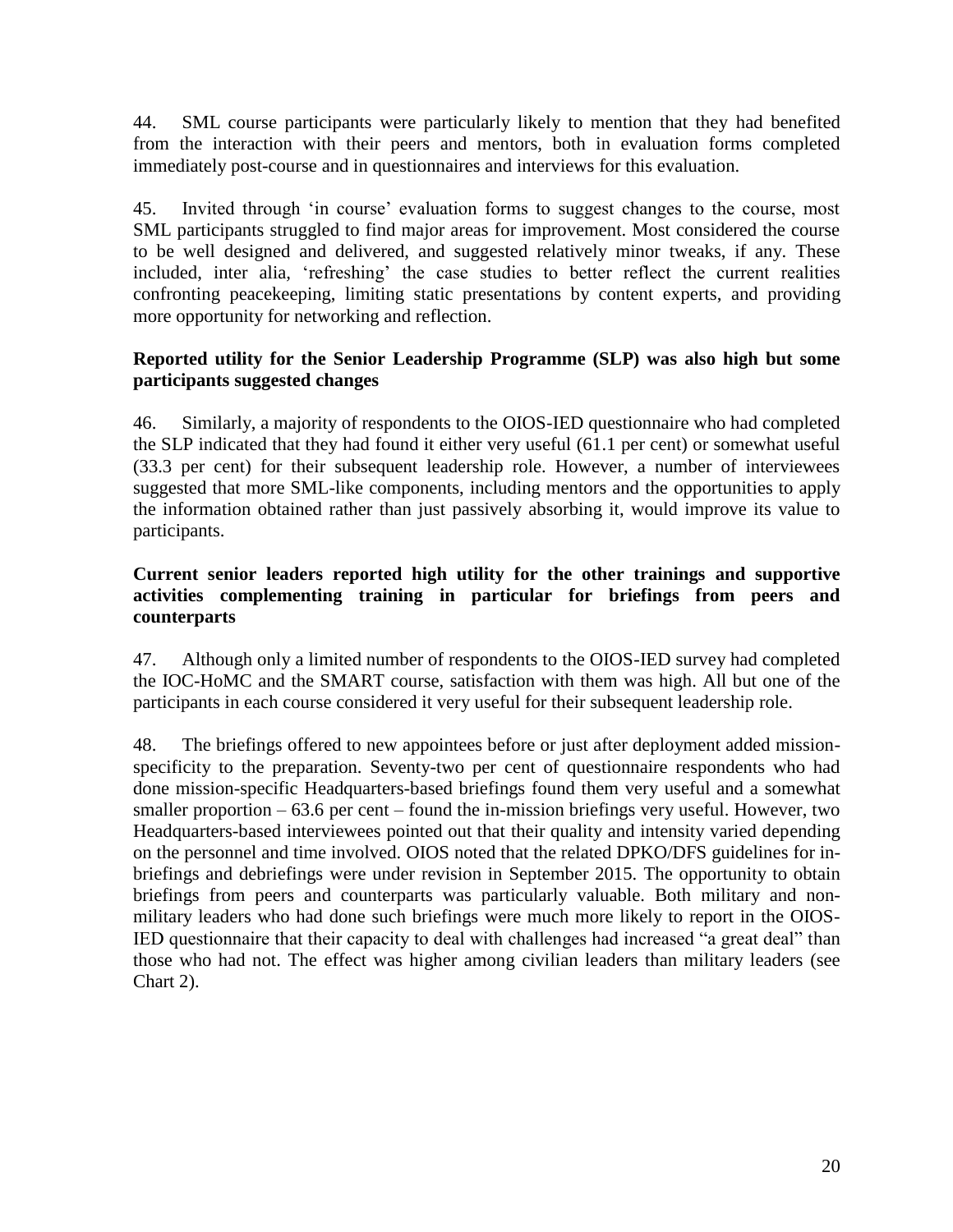44. SML course participants were particularly likely to mention that they had benefited from the interaction with their peers and mentors, both in evaluation forms completed immediately post-course and in questionnaires and interviews for this evaluation.

45. Invited through 'in course' evaluation forms to suggest changes to the course, most SML participants struggled to find major areas for improvement. Most considered the course to be well designed and delivered, and suggested relatively minor tweaks, if any. These included, inter alia, 'refreshing' the case studies to better reflect the current realities confronting peacekeeping, limiting static presentations by content experts, and providing more opportunity for networking and reflection.

**Reported utility for the Senior Leadership Programme (SLP) was also high but some participants suggested changes**

46. Similarly, a majority of respondents to the OIOS-IED questionnaire who had completed the SLP indicated that they had found it either very useful (61.1 per cent) or somewhat useful (33.3 per cent) for their subsequent leadership role. However, a number of interviewees suggested that more SML-like components, including mentors and the opportunities to apply the information obtained rather than just passively absorbing it, would improve its value to participants.

**Current senior leaders reported high utility for the other trainings and supportive activities complementing training in particular for briefings from peers and counterparts**

47. Although only a limited number of respondents to the OIOS-IED survey had completed the IOC-HoMC and the SMART course, satisfaction with them was high. All but one of the participants in each course considered it very useful for their subsequent leadership role.

48. The briefings offered to new appointees before or just after deployment added mission-specificity to the preparation. Seventy-two per cent of questionnaire respondents who had done mission-specific Headquarters-based briefings found them very useful and a somewhat smaller proportion – 63.6 per cent – found the in-mission briefings very useful. However, two Headquarters-based interviewees pointed out that their quality and intensity varied depending on the personnel and time involved. OIOS noted that the related DPKO/DFS guidelines for in-briefings and debriefings were under revision in September 2015. The opportunity to obtain briefings from peers and counterparts was particularly valuable. Both military and non-military leaders who had done such briefings were much more likely to report in the OIOS-IED questionnaire that their capacity to deal with challenges had increased "a great deal" than those who had not. The effect was higher among civilian leaders than military leaders (see Chart 2).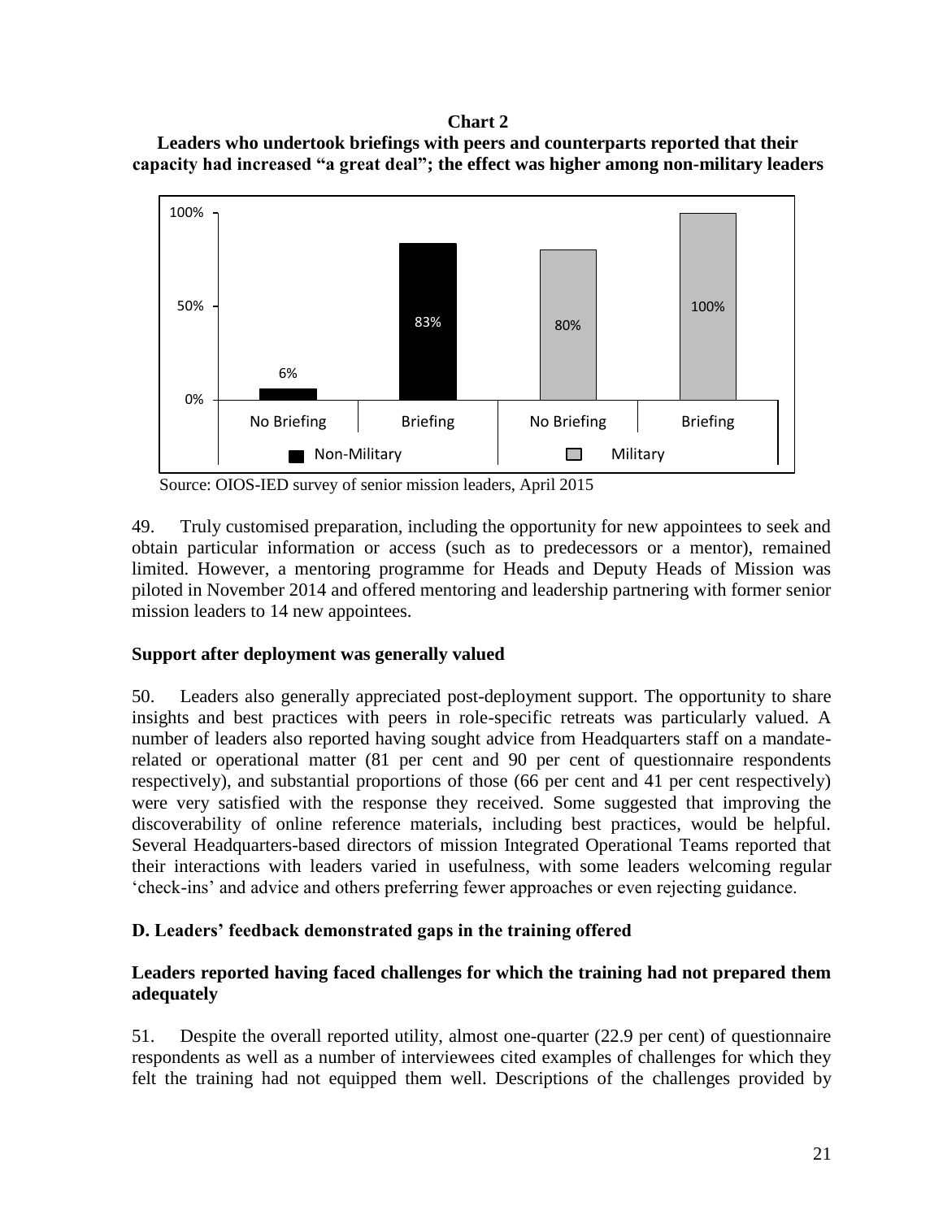**Chart 2**

**Leaders who undertook briefings with peers and counterparts reported that their capacity had increased "a great deal"; the effect was higher among non-military leaders**

| | Non-Military | | Military | |
|---|---|---|---|---|
| | No Briefing | Briefing | No Briefing | Briefing |
| Capacity increased "a great deal" | 6% | 83% | 80% | 100% |

Source: OIOS-IED survey of senior mission leaders, April 2015

49. Truly customised preparation, including the opportunity for new appointees to seek and obtain particular information or access (such as to predecessors or a mentor), remained limited. However, a mentoring programme for Heads and Deputy Heads of Mission was piloted in November 2014 and offered mentoring and leadership partnering with former senior mission leaders to 14 new appointees.

**Support after deployment was generally valued**

50. Leaders also generally appreciated post-deployment support. The opportunity to share insights and best practices with peers in role-specific retreats was particularly valued. A number of leaders also reported having sought advice from Headquarters staff on a mandate-related or operational matter (81 per cent and 90 per cent of questionnaire respondents respectively), and substantial proportions of those (66 per cent and 41 per cent respectively) were very satisfied with the response they received. Some suggested that improving the discoverability of online reference materials, including best practices, would be helpful. Several Headquarters-based directors of mission Integrated Operational Teams reported that their interactions with leaders varied in usefulness, with some leaders welcoming regular 'check-ins' and advice and others preferring fewer approaches or even rejecting guidance.

## D. Leaders' feedback demonstrated gaps in the training offered

**Leaders reported having faced challenges for which the training had not prepared them adequately**

51. Despite the overall reported utility, almost one-quarter (22.9 per cent) of questionnaire respondents as well as a number of interviewees cited examples of challenges for which they felt the training had not equipped them well. Descriptions of the challenges provided by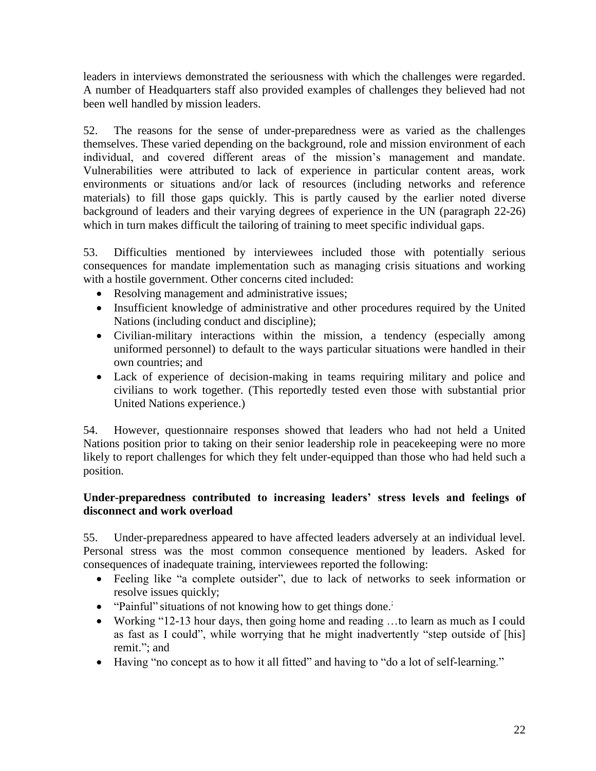leaders in interviews demonstrated the seriousness with which the challenges were regarded. A number of Headquarters staff also provided examples of challenges they believed had not been well handled by mission leaders.

52. The reasons for the sense of under-preparedness were as varied as the challenges themselves. These varied depending on the background, role and mission environment of each individual, and covered different areas of the mission's management and mandate. Vulnerabilities were attributed to lack of experience in particular content areas, work environments or situations and/or lack of resources (including networks and reference materials) to fill those gaps quickly. This is partly caused by the earlier noted diverse background of leaders and their varying degrees of experience in the UN (paragraph 22-26) which in turn makes difficult the tailoring of training to meet specific individual gaps.

53. Difficulties mentioned by interviewees included those with potentially serious consequences for mandate implementation such as managing crisis situations and working with a hostile government. Other concerns cited included:

- Resolving management and administrative issues;
- Insufficient knowledge of administrative and other procedures required by the United Nations (including conduct and discipline);
- Civilian-military interactions within the mission, a tendency (especially among uniformed personnel) to default to the ways particular situations were handled in their own countries; and
- Lack of experience of decision-making in teams requiring military and police and civilians to work together. (This reportedly tested even those with substantial prior United Nations experience.)

54. However, questionnaire responses showed that leaders who had not held a United Nations position prior to taking on their senior leadership role in peacekeeping were no more likely to report challenges for which they felt under-equipped than those who had held such a position.

**Under-preparedness contributed to increasing leaders' stress levels and feelings of disconnect and work overload**

55. Under-preparedness appeared to have affected leaders adversely at an individual level. Personal stress was the most common consequence mentioned by leaders. Asked for consequences of inadequate training, interviewees reported the following:

- Feeling like "a complete outsider", due to lack of networks to seek information or resolve issues quickly;
- "Painful" situations of not knowing how to get things done.
- Working "12-13 hour days, then going home and reading …to learn as much as I could as fast as I could", while worrying that he might inadvertently "step outside of [his] remit."; and
- Having "no concept as to how it all fitted" and having to "do a lot of self-learning."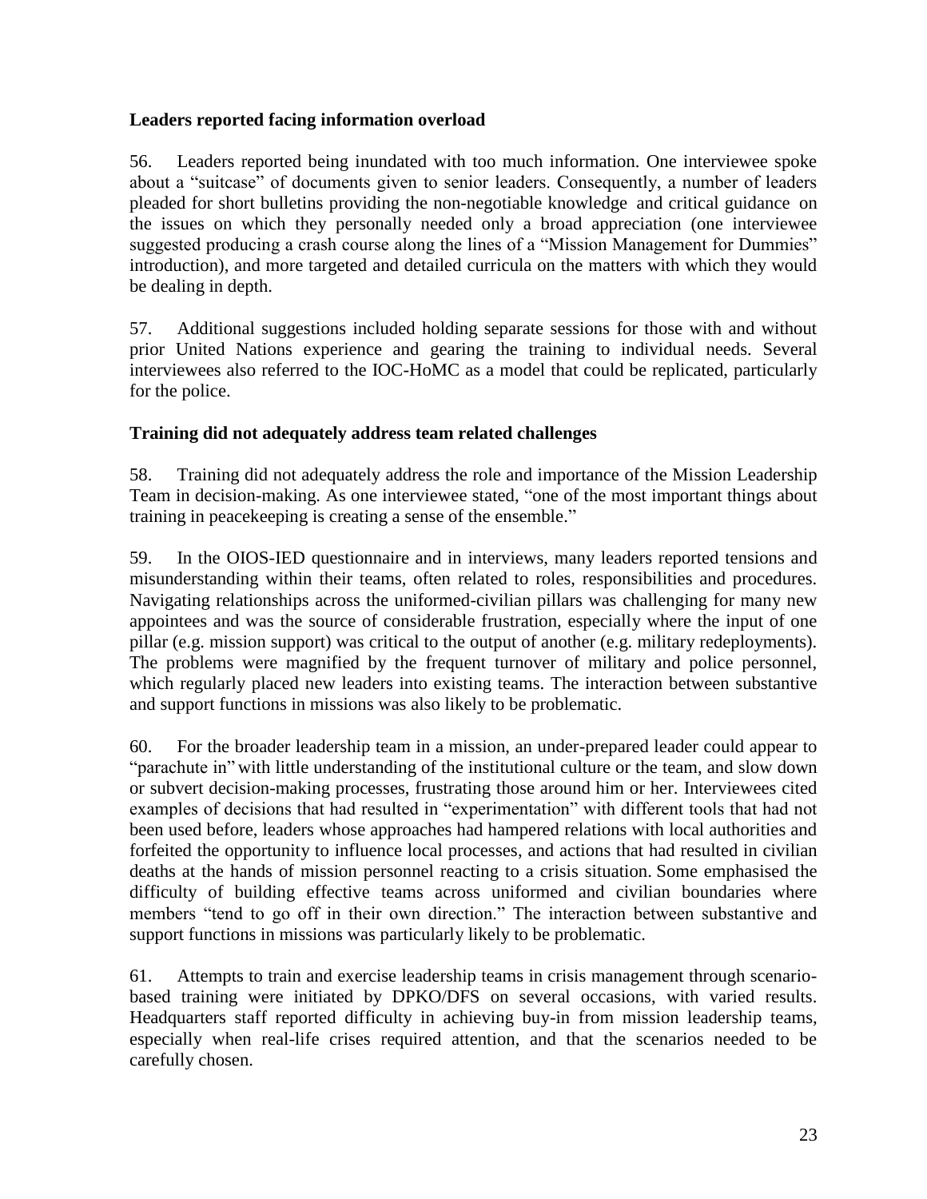**Leaders reported facing information overload**

56. Leaders reported being inundated with too much information. One interviewee spoke about a "suitcase" of documents given to senior leaders. Consequently, a number of leaders pleaded for short bulletins providing the non-negotiable knowledge and critical guidance on the issues on which they personally needed only a broad appreciation (one interviewee suggested producing a crash course along the lines of a "Mission Management for Dummies" introduction), and more targeted and detailed curricula on the matters with which they would be dealing in depth.

57. Additional suggestions included holding separate sessions for those with and without prior United Nations experience and gearing the training to individual needs. Several interviewees also referred to the IOC-HoMC as a model that could be replicated, particularly for the police.

**Training did not adequately address team related challenges**

58. Training did not adequately address the role and importance of the Mission Leadership Team in decision-making. As one interviewee stated, "one of the most important things about training in peacekeeping is creating a sense of the ensemble."

59. In the OIOS-IED questionnaire and in interviews, many leaders reported tensions and misunderstanding within their teams, often related to roles, responsibilities and procedures. Navigating relationships across the uniformed-civilian pillars was challenging for many new appointees and was the source of considerable frustration, especially where the input of one pillar (e.g. mission support) was critical to the output of another (e.g. military redeployments). The problems were magnified by the frequent turnover of military and police personnel, which regularly placed new leaders into existing teams. The interaction between substantive and support functions in missions was also likely to be problematic.

60. For the broader leadership team in a mission, an under-prepared leader could appear to "parachute in" with little understanding of the institutional culture or the team, and slow down or subvert decision-making processes, frustrating those around him or her. Interviewees cited examples of decisions that had resulted in "experimentation" with different tools that had not been used before, leaders whose approaches had hampered relations with local authorities and forfeited the opportunity to influence local processes, and actions that had resulted in civilian deaths at the hands of mission personnel reacting to a crisis situation. Some emphasised the difficulty of building effective teams across uniformed and civilian boundaries where members "tend to go off in their own direction." The interaction between substantive and support functions in missions was particularly likely to be problematic.

61. Attempts to train and exercise leadership teams in crisis management through scenario-based training were initiated by DPKO/DFS on several occasions, with varied results. Headquarters staff reported difficulty in achieving buy-in from mission leadership teams, especially when real-life crises required attention, and that the scenarios needed to be carefully chosen.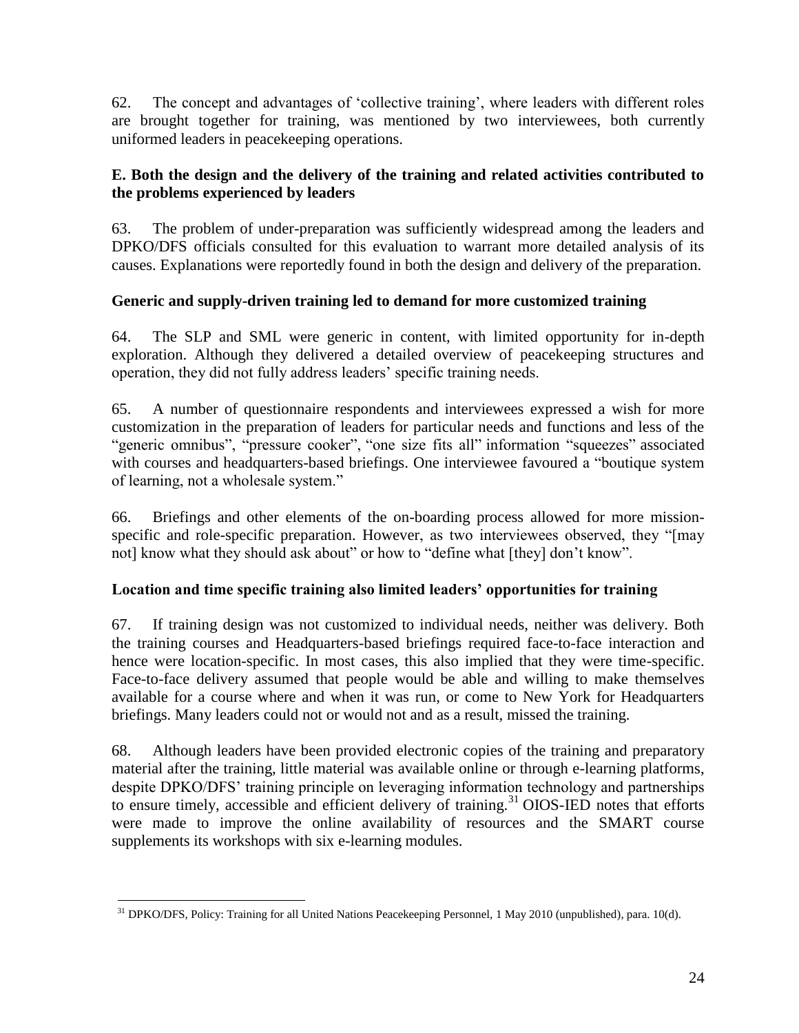62. The concept and advantages of 'collective training', where leaders with different roles are brought together for training, was mentioned by two interviewees, both currently uniformed leaders in peacekeeping operations.

### E. Both the design and the delivery of the training and related activities contributed to the problems experienced by leaders

63. The problem of under-preparation was sufficiently widespread among the leaders and DPKO/DFS officials consulted for this evaluation to warrant more detailed analysis of its causes. Explanations were reportedly found in both the design and delivery of the preparation.

#### Generic and supply-driven training led to demand for more customized training

64. The SLP and SML were generic in content, with limited opportunity for in-depth exploration. Although they delivered a detailed overview of peacekeeping structures and operation, they did not fully address leaders' specific training needs.

65. A number of questionnaire respondents and interviewees expressed a wish for more customization in the preparation of leaders for particular needs and functions and less of the "generic omnibus", "pressure cooker", "one size fits all" information "squeezes" associated with courses and headquarters-based briefings. One interviewee favoured a "boutique system of learning, not a wholesale system."

66. Briefings and other elements of the on-boarding process allowed for more mission-specific and role-specific preparation. However, as two interviewees observed, they "[may not] know what they should ask about" or how to "define what [they] don't know".

#### Location and time specific training also limited leaders' opportunities for training

67. If training design was not customized to individual needs, neither was delivery. Both the training courses and Headquarters-based briefings required face-to-face interaction and hence were location-specific. In most cases, this also implied that they were time-specific. Face-to-face delivery assumed that people would be able and willing to make themselves available for a course where and when it was run, or come to New York for Headquarters briefings. Many leaders could not or would not and as a result, missed the training.

68. Although leaders have been provided electronic copies of the training and preparatory material after the training, little material was available online or through e-learning platforms, despite DPKO/DFS' training principle on leveraging information technology and partnerships to ensure timely, accessible and efficient delivery of training.[31] OIOS-IED notes that efforts were made to improve the online availability of resources and the SMART course supplements its workshops with six e-learning modules.

---

[31] DPKO/DFS, Policy: Training for all United Nations Peacekeeping Personnel, 1 May 2010 (unpublished), para. 10(d).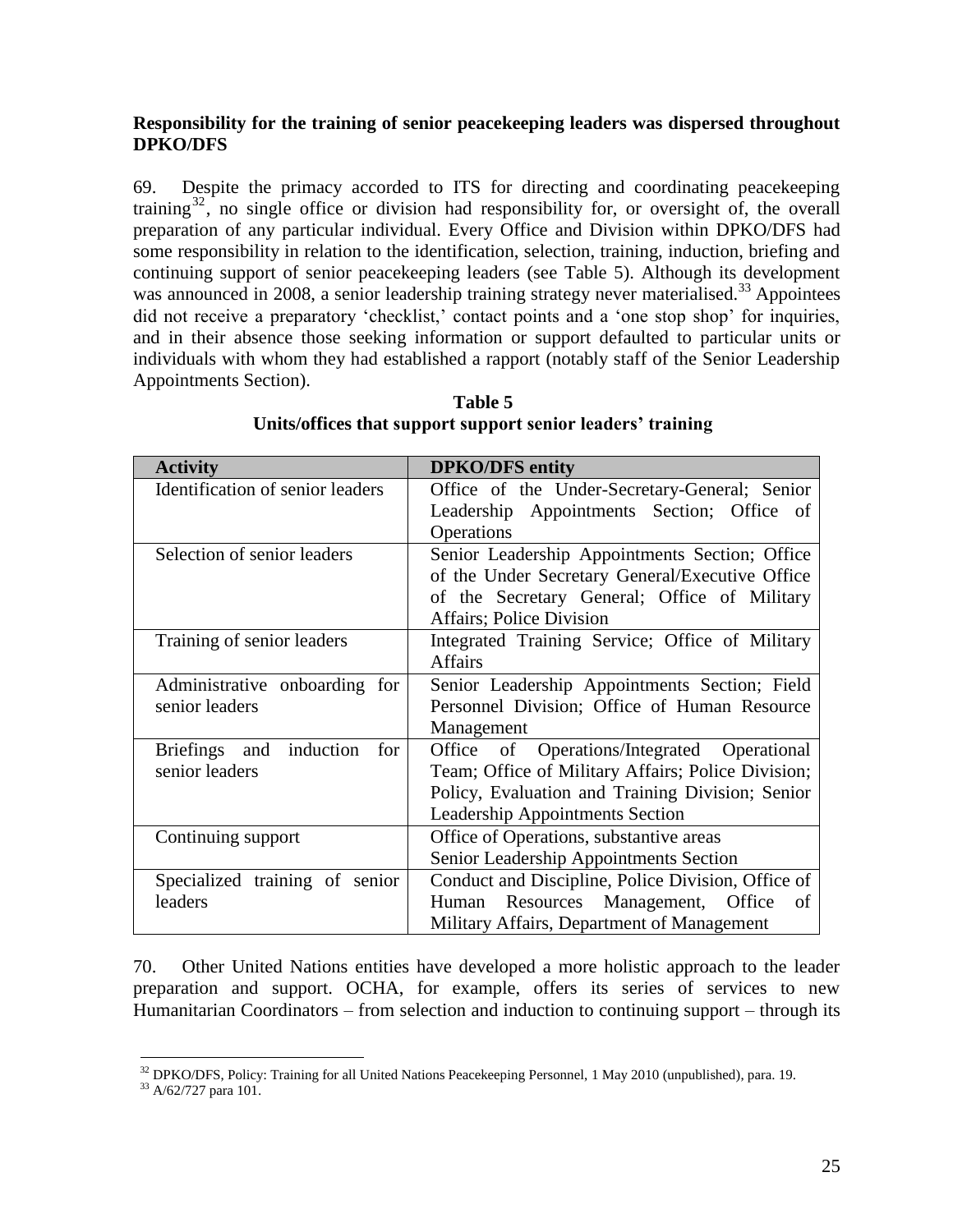**Responsibility for the training of senior peacekeeping leaders was dispersed throughout DPKO/DFS**

69. Despite the primacy accorded to ITS for directing and coordinating peacekeeping training[32], no single office or division had responsibility for, or oversight of, the overall preparation of any particular individual. Every Office and Division within DPKO/DFS had some responsibility in relation to the identification, selection, training, induction, briefing and continuing support of senior peacekeeping leaders (see Table 5). Although its development was announced in 2008, a senior leadership training strategy never materialised.[33] Appointees did not receive a preparatory 'checklist,' contact points and a 'one stop shop' for inquiries, and in their absence those seeking information or support defaulted to particular units or individuals with whom they had established a rapport (notably staff of the Senior Leadership Appointments Section).

**Table 5**
**Units/offices that support support senior leaders' training**

| Activity | DPKO/DFS entity |
|---|---|
| Identification of senior leaders | Office of the Under-Secretary-General; Senior Leadership Appointments Section; Office of Operations |
| Selection of senior leaders | Senior Leadership Appointments Section; Office of the Under Secretary General/Executive Office of the Secretary General; Office of Military Affairs; Police Division |
| Training of senior leaders | Integrated Training Service; Office of Military Affairs |
| Administrative onboarding for senior leaders | Senior Leadership Appointments Section; Field Personnel Division; Office of Human Resource Management |
| Briefings and induction for senior leaders | Office of Operations/Integrated Operational Team; Office of Military Affairs; Police Division; Policy, Evaluation and Training Division; Senior Leadership Appointments Section |
| Continuing support | Office of Operations, substantive areas<br>Senior Leadership Appointments Section |
| Specialized training of senior leaders | Conduct and Discipline, Police Division, Office of Human Resources Management, Office of Military Affairs, Department of Management |

70. Other United Nations entities have developed a more holistic approach to the leader preparation and support. OCHA, for example, offers its series of services to new Humanitarian Coordinators – from selection and induction to continuing support – through its

[32] DPKO/DFS, Policy: Training for all United Nations Peacekeeping Personnel, 1 May 2010 (unpublished), para. 19.

[33] A/62/727 para 101.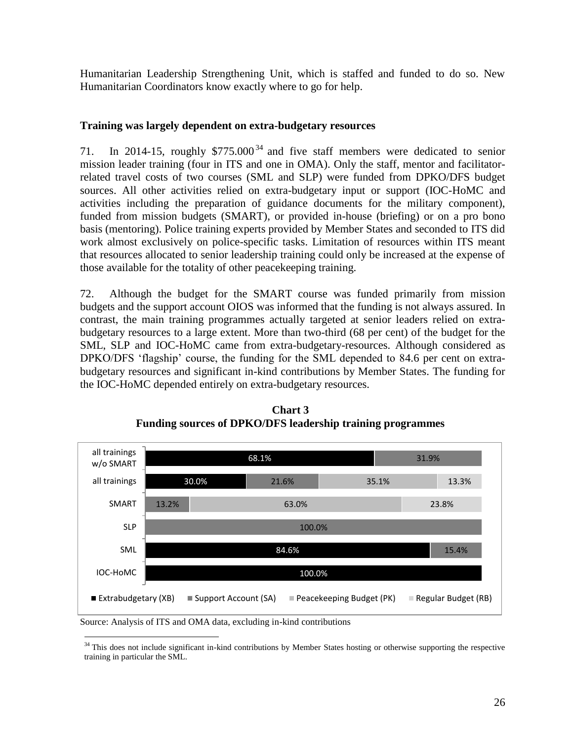Humanitarian Leadership Strengthening Unit, which is staffed and funded to do so. New Humanitarian Coordinators know exactly where to go for help.

**Training was largely dependent on extra-budgetary resources**

71. In 2014-15, roughly $775.000[34] and five staff members were dedicated to senior mission leader training (four in ITS and one in OMA). Only the staff, mentor and facilitator-related travel costs of two courses (SML and SLP) were funded from DPKO/DFS budget sources. All other activities relied on extra-budgetary input or support (IOC-HoMC and activities including the preparation of guidance documents for the military component), funded from mission budgets (SMART), or provided in-house (briefing) or on a pro bono basis (mentoring). Police training experts provided by Member States and seconded to ITS did work almost exclusively on police-specific tasks. Limitation of resources within ITS meant that resources allocated to senior leadership training could only be increased at the expense of those available for the totality of other peacekeeping training.

72. Although the budget for the SMART course was funded primarily from mission budgets and the support account OIOS was informed that the funding is not always assured. In contrast, the main training programmes actually targeted at senior leaders relied on extra-budgetary resources to a large extent. More than two-third (68 per cent) of the budget for the SML, SLP and IOC-HoMC came from extra-budgetary-resources. Although considered as DPKO/DFS 'flagship' course, the funding for the SML depended to 84.6 per cent on extra-budgetary resources and significant in-kind contributions by Member States. The funding for the IOC-HoMC depended entirely on extra-budgetary resources.

**Chart 3**
**Funding sources of DPKO/DFS leadership training programmes**

| | Extrabudgetary (XB) | Support Account (SA) | Peacekeeping Budget (PK) | Regular Budget (RB) |
|---|---|---|---|---|
| all trainings w/o SMART | 68.1% | 31.9% | | |
| all trainings | 30.0% | 21.6% | 35.1% | 13.3% |
| SMART | | 13.2% | 63.0% | 23.8% |
| SLP | | 100.0% | | |
| SML | 84.6% | 15.4% | | |
| IOC-HoMC | 100.0% | | | |

Source: Analysis of ITS and OMA data, excluding in-kind contributions

[34] This does not include significant in-kind contributions by Member States hosting or otherwise supporting the respective training in particular the SML.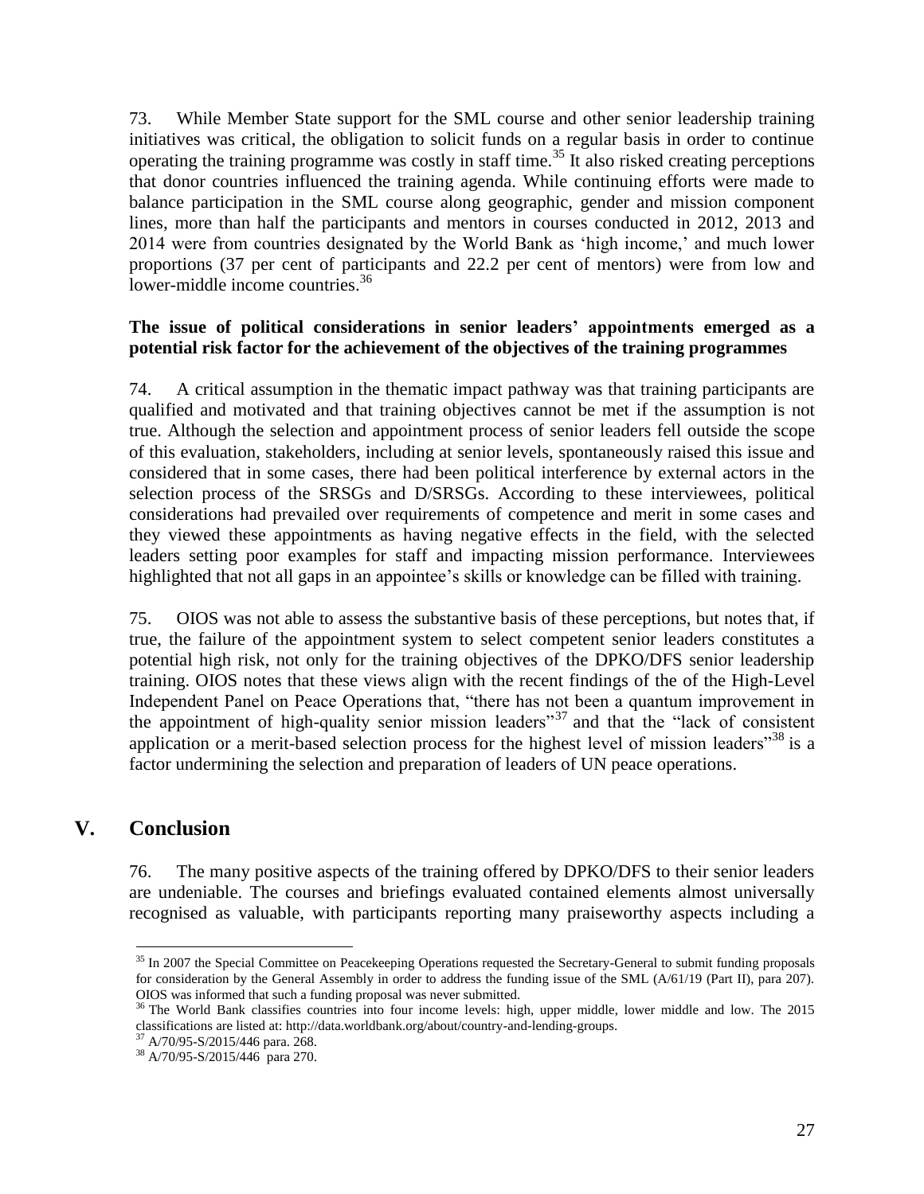73. While Member State support for the SML course and other senior leadership training initiatives was critical, the obligation to solicit funds on a regular basis in order to continue operating the training programme was costly in staff time.[35] It also risked creating perceptions that donor countries influenced the training agenda. While continuing efforts were made to balance participation in the SML course along geographic, gender and mission component lines, more than half the participants and mentors in courses conducted in 2012, 2013 and 2014 were from countries designated by the World Bank as 'high income,' and much lower proportions (37 per cent of participants and 22.2 per cent of mentors) were from low and lower-middle income countries.[36]

**The issue of political considerations in senior leaders' appointments emerged as a potential risk factor for the achievement of the objectives of the training programmes**

74. A critical assumption in the thematic impact pathway was that training participants are qualified and motivated and that training objectives cannot be met if the assumption is not true. Although the selection and appointment process of senior leaders fell outside the scope of this evaluation, stakeholders, including at senior levels, spontaneously raised this issue and considered that in some cases, there had been political interference by external actors in the selection process of the SRSGs and D/SRSGs. According to these interviewees, political considerations had prevailed over requirements of competence and merit in some cases and they viewed these appointments as having negative effects in the field, with the selected leaders setting poor examples for staff and impacting mission performance. Interviewees highlighted that not all gaps in an appointee's skills or knowledge can be filled with training.

75. OIOS was not able to assess the substantive basis of these perceptions, but notes that, if true, the failure of the appointment system to select competent senior leaders constitutes a potential high risk, not only for the training objectives of the DPKO/DFS senior leadership training. OIOS notes that these views align with the recent findings of the of the High-Level Independent Panel on Peace Operations that, "there has not been a quantum improvement in the appointment of high-quality senior mission leaders"[37] and that the "lack of consistent application or a merit-based selection process for the highest level of mission leaders"[38] is a factor undermining the selection and preparation of leaders of UN peace operations.

## V. Conclusion

76. The many positive aspects of the training offered by DPKO/DFS to their senior leaders are undeniable. The courses and briefings evaluated contained elements almost universally recognised as valuable, with participants reporting many praiseworthy aspects including a

---

[35] In 2007 the Special Committee on Peacekeeping Operations requested the Secretary-General to submit funding proposals for consideration by the General Assembly in order to address the funding issue of the SML (A/61/19 (Part II), para 207). OIOS was informed that such a funding proposal was never submitted.

[36] The World Bank classifies countries into four income levels: high, upper middle, lower middle and low. The 2015 classifications are listed at: http://data.worldbank.org/about/country-and-lending-groups.

[37] A/70/95-S/2015/446 para. 268.

[38] A/70/95-S/2015/446 para 270.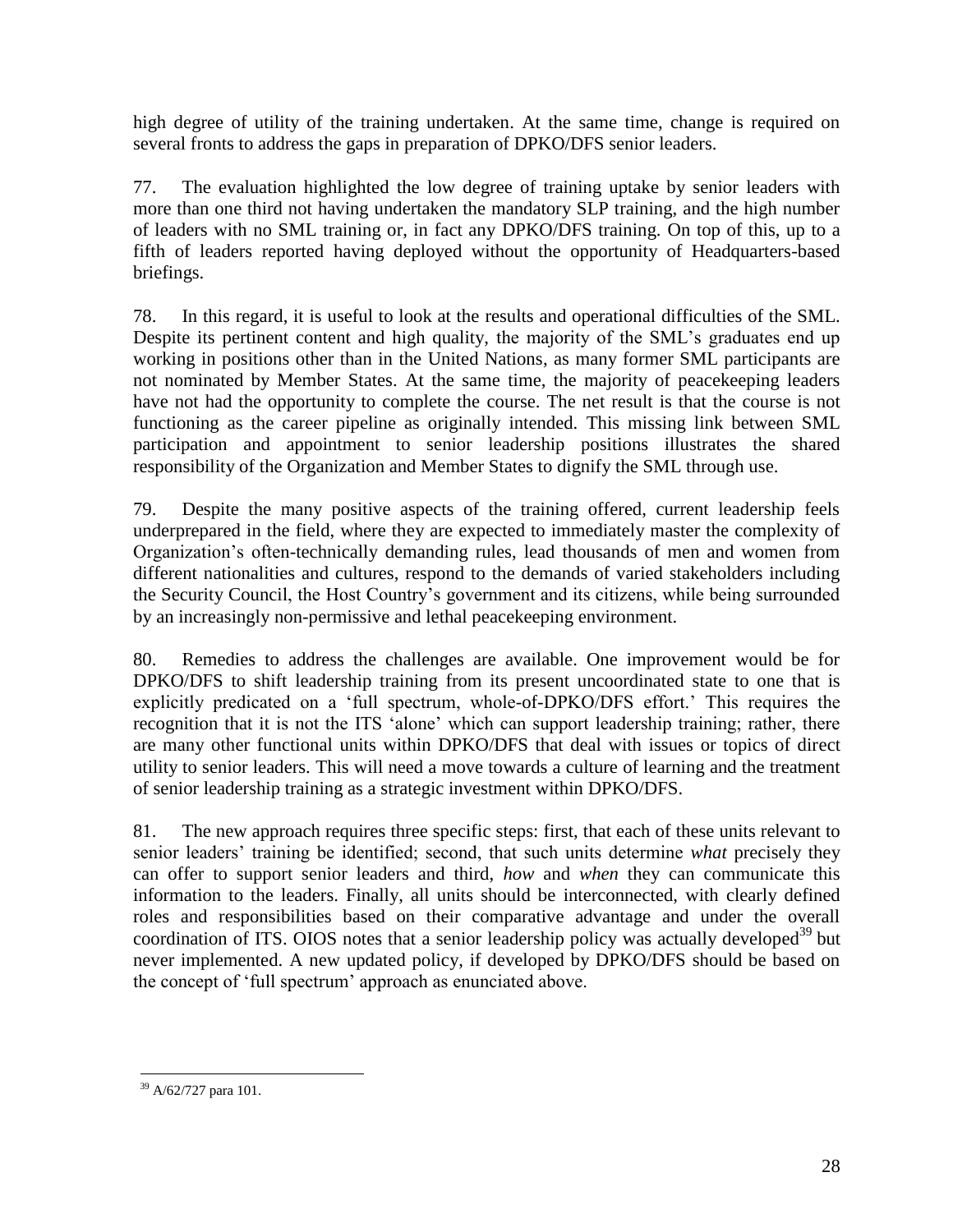high degree of utility of the training undertaken. At the same time, change is required on several fronts to address the gaps in preparation of DPKO/DFS senior leaders.

77. The evaluation highlighted the low degree of training uptake by senior leaders with more than one third not having undertaken the mandatory SLP training, and the high number of leaders with no SML training or, in fact any DPKO/DFS training. On top of this, up to a fifth of leaders reported having deployed without the opportunity of Headquarters-based briefings.

78. In this regard, it is useful to look at the results and operational difficulties of the SML. Despite its pertinent content and high quality, the majority of the SML's graduates end up working in positions other than in the United Nations, as many former SML participants are not nominated by Member States. At the same time, the majority of peacekeeping leaders have not had the opportunity to complete the course. The net result is that the course is not functioning as the career pipeline as originally intended. This missing link between SML participation and appointment to senior leadership positions illustrates the shared responsibility of the Organization and Member States to dignify the SML through use.

79. Despite the many positive aspects of the training offered, current leadership feels underprepared in the field, where they are expected to immediately master the complexity of Organization's often-technically demanding rules, lead thousands of men and women from different nationalities and cultures, respond to the demands of varied stakeholders including the Security Council, the Host Country's government and its citizens, while being surrounded by an increasingly non-permissive and lethal peacekeeping environment.

80. Remedies to address the challenges are available. One improvement would be for DPKO/DFS to shift leadership training from its present uncoordinated state to one that is explicitly predicated on a 'full spectrum, whole-of-DPKO/DFS effort.' This requires the recognition that it is not the ITS 'alone' which can support leadership training; rather, there are many other functional units within DPKO/DFS that deal with issues or topics of direct utility to senior leaders. This will need a move towards a culture of learning and the treatment of senior leadership training as a strategic investment within DPKO/DFS.

81. The new approach requires three specific steps: first, that each of these units relevant to senior leaders' training be identified; second, that such units determine *what* precisely they can offer to support senior leaders and third, *how* and *when* they can communicate this information to the leaders. Finally, all units should be interconnected, with clearly defined roles and responsibilities based on their comparative advantage and under the overall coordination of ITS. OIOS notes that a senior leadership policy was actually developed[39] but never implemented. A new updated policy, if developed by DPKO/DFS should be based on the concept of 'full spectrum' approach as enunciated above.

---

[39] A/62/727 para 101.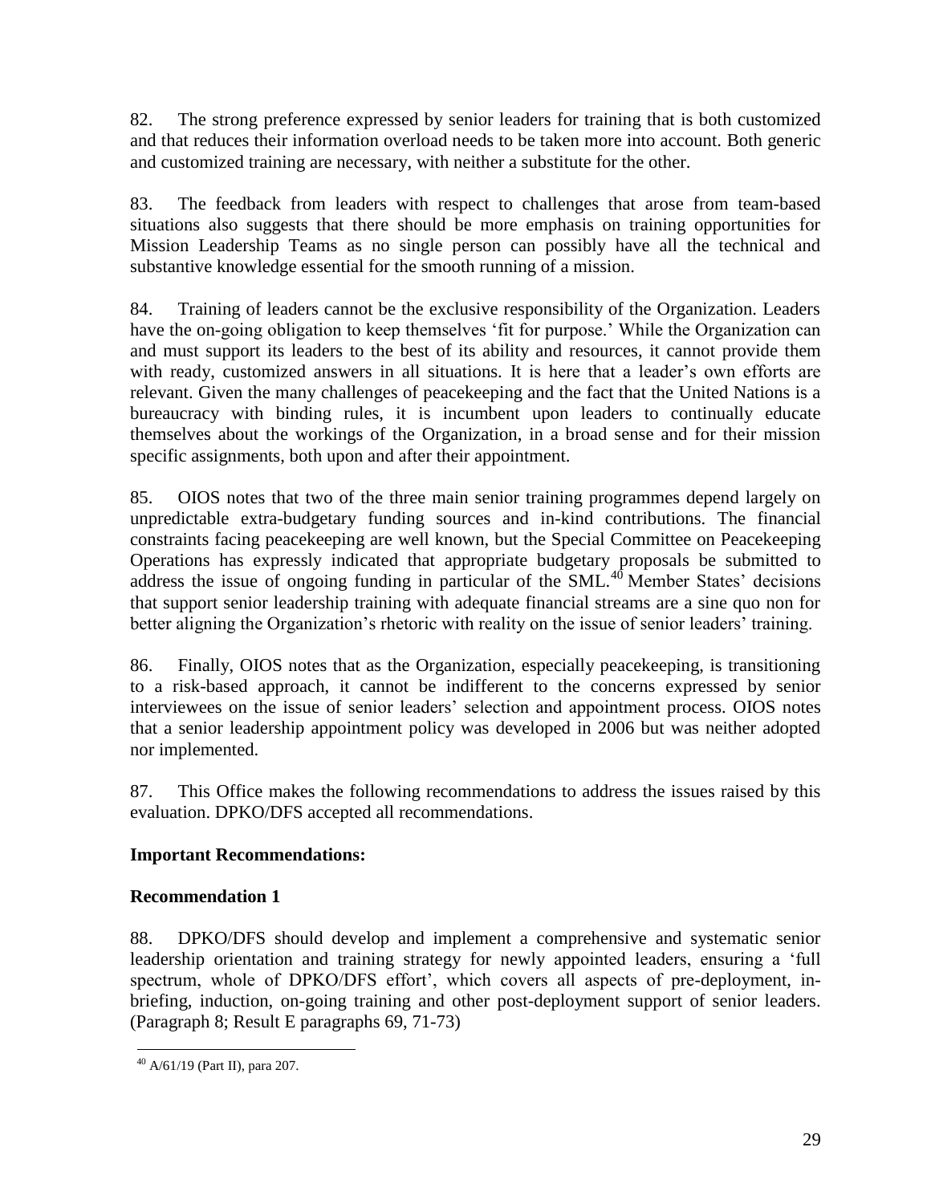82. The strong preference expressed by senior leaders for training that is both customized and that reduces their information overload needs to be taken more into account. Both generic and customized training are necessary, with neither a substitute for the other.

83. The feedback from leaders with respect to challenges that arose from team-based situations also suggests that there should be more emphasis on training opportunities for Mission Leadership Teams as no single person can possibly have all the technical and substantive knowledge essential for the smooth running of a mission.

84. Training of leaders cannot be the exclusive responsibility of the Organization. Leaders have the on-going obligation to keep themselves 'fit for purpose.' While the Organization can and must support its leaders to the best of its ability and resources, it cannot provide them with ready, customized answers in all situations. It is here that a leader's own efforts are relevant. Given the many challenges of peacekeeping and the fact that the United Nations is a bureaucracy with binding rules, it is incumbent upon leaders to continually educate themselves about the workings of the Organization, in a broad sense and for their mission specific assignments, both upon and after their appointment.

85. OIOS notes that two of the three main senior training programmes depend largely on unpredictable extra-budgetary funding sources and in-kind contributions. The financial constraints facing peacekeeping are well known, but the Special Committee on Peacekeeping Operations has expressly indicated that appropriate budgetary proposals be submitted to address the issue of ongoing funding in particular of the SML.[40] Member States' decisions that support senior leadership training with adequate financial streams are a sine quo non for better aligning the Organization's rhetoric with reality on the issue of senior leaders' training.

86. Finally, OIOS notes that as the Organization, especially peacekeeping, is transitioning to a risk-based approach, it cannot be indifferent to the concerns expressed by senior interviewees on the issue of senior leaders' selection and appointment process. OIOS notes that a senior leadership appointment policy was developed in 2006 but was neither adopted nor implemented.

87. This Office makes the following recommendations to address the issues raised by this evaluation. DPKO/DFS accepted all recommendations.

**Important Recommendations:**

**Recommendation 1**

88. DPKO/DFS should develop and implement a comprehensive and systematic senior leadership orientation and training strategy for newly appointed leaders, ensuring a 'full spectrum, whole of DPKO/DFS effort', which covers all aspects of pre-deployment, in-briefing, induction, on-going training and other post-deployment support of senior leaders. (Paragraph 8; Result E paragraphs 69, 71-73)

[40] A/61/19 (Part II), para 207.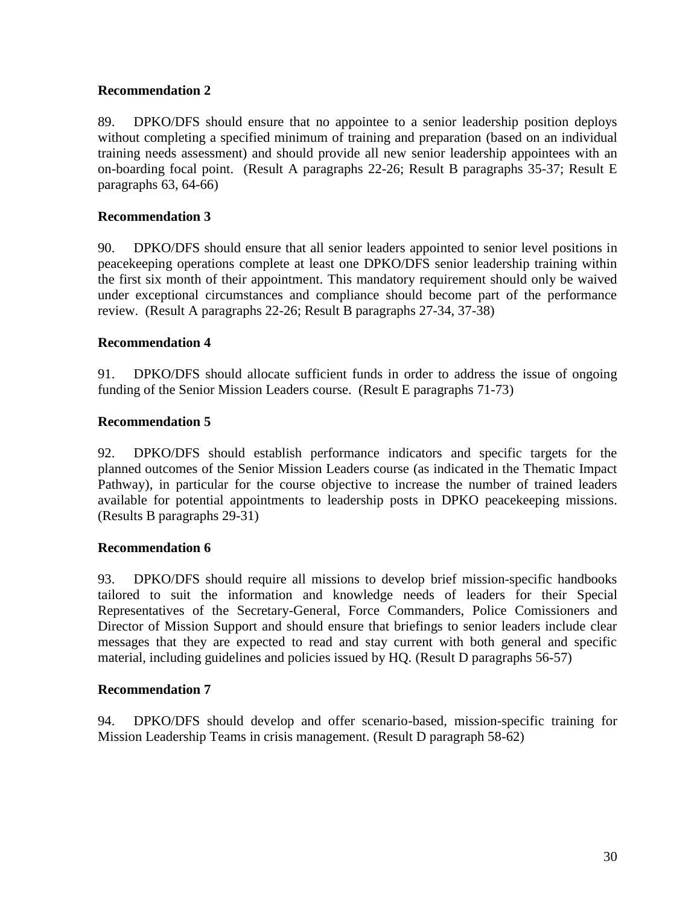**Recommendation 2**

89. DPKO/DFS should ensure that no appointee to a senior leadership position deploys without completing a specified minimum of training and preparation (based on an individual training needs assessment) and should provide all new senior leadership appointees with an on-boarding focal point. (Result A paragraphs 22-26; Result B paragraphs 35-37; Result E paragraphs 63, 64-66)

**Recommendation 3**

90. DPKO/DFS should ensure that all senior leaders appointed to senior level positions in peacekeeping operations complete at least one DPKO/DFS senior leadership training within the first six month of their appointment. This mandatory requirement should only be waived under exceptional circumstances and compliance should become part of the performance review. (Result A paragraphs 22-26; Result B paragraphs 27-34, 37-38)

**Recommendation 4**

91. DPKO/DFS should allocate sufficient funds in order to address the issue of ongoing funding of the Senior Mission Leaders course. (Result E paragraphs 71-73)

**Recommendation 5**

92. DPKO/DFS should establish performance indicators and specific targets for the planned outcomes of the Senior Mission Leaders course (as indicated in the Thematic Impact Pathway), in particular for the course objective to increase the number of trained leaders available for potential appointments to leadership posts in DPKO peacekeeping missions. (Results B paragraphs 29-31)

**Recommendation 6**

93. DPKO/DFS should require all missions to develop brief mission-specific handbooks tailored to suit the information and knowledge needs of leaders for their Special Representatives of the Secretary-General, Force Commanders, Police Comissioners and Director of Mission Support and should ensure that briefings to senior leaders include clear messages that they are expected to read and stay current with both general and specific material, including guidelines and policies issued by HQ. (Result D paragraphs 56-57)

**Recommendation 7**

94. DPKO/DFS should develop and offer scenario-based, mission-specific training for Mission Leadership Teams in crisis management. (Result D paragraph 58-62)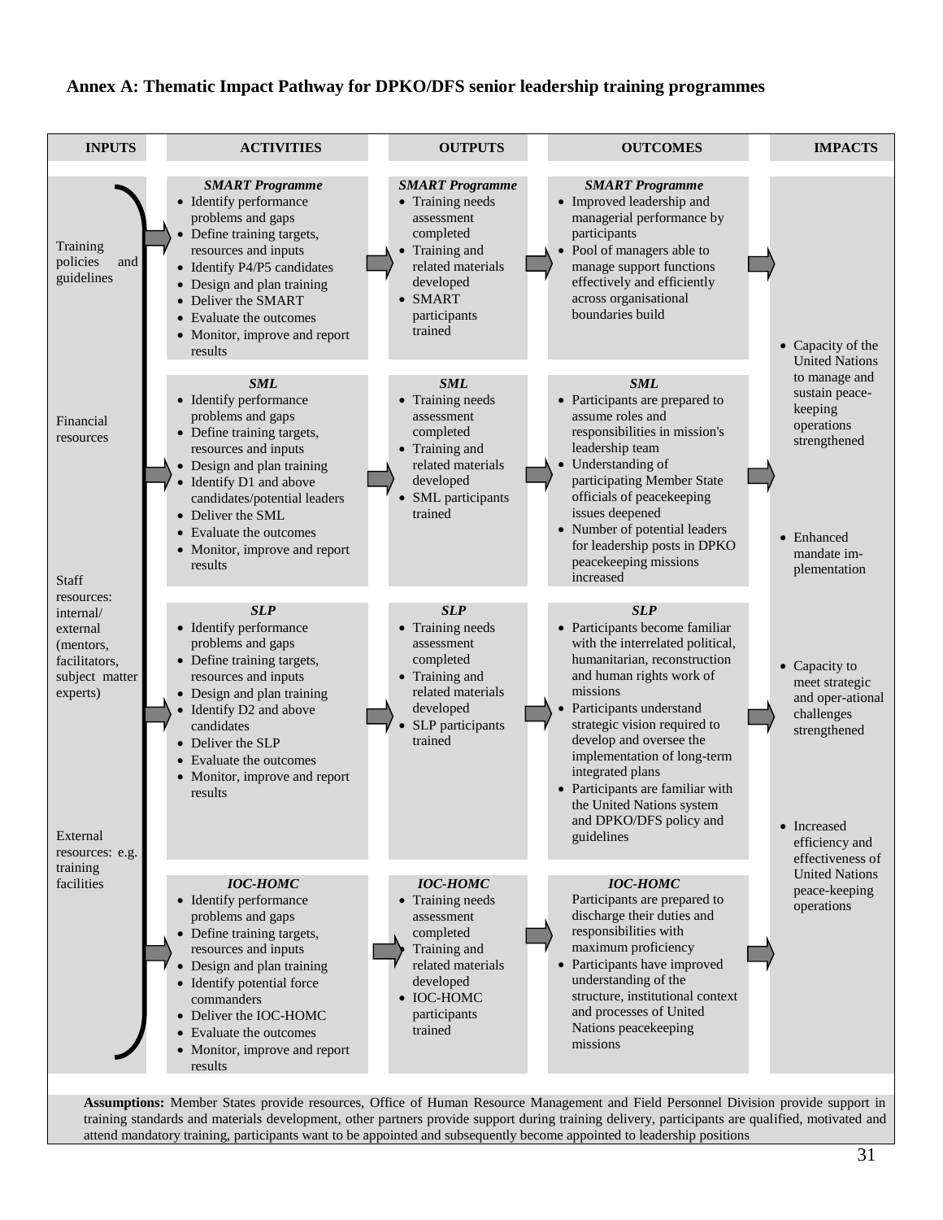## Annex A: Thematic Impact Pathway for DPKO/DFS senior leadership training programmes

| INPUTS | ACTIVITIES | OUTPUTS | OUTCOMES | IMPACTS |
|---|---|---|---|---|
| Training policies and guidelines<br><br>Financial resources<br><br>Staff resources: internal/ external (mentors, facilitators, subject matter experts)<br><br>External resources: e.g. training facilities | ***SMART Programme***<br>• Identify performance problems and gaps<br>• Define training targets, resources and inputs<br>• Identify P4/P5 candidates<br>• Design and plan training<br>• Deliver the SMART<br>• Evaluate the outcomes<br>• Monitor, improve and report results | ***SMART Programme***<br>• Training needs assessment completed<br>• Training and related materials developed<br>• SMART participants trained | ***SMART Programme***<br>• Improved leadership and managerial performance by participants<br>• Pool of managers able to manage support functions effectively and efficiently across organisational boundaries build | • Capacity of the United Nations to manage and sustain peace-keeping operations strengthened<br><br>• Enhanced mandate im-plementation<br><br>• Capacity to meet strategic and oper-ational challenges strengthened<br><br>• Increased efficiency and effectiveness of United Nations peace-keeping operations |
| | ***SML***<br>• Identify performance problems and gaps<br>• Define training targets, resources and inputs<br>• Design and plan training<br>• Identify D1 and above candidates/potential leaders<br>• Deliver the SML<br>• Evaluate the outcomes<br>• Monitor, improve and report results | ***SML***<br>• Training needs assessment completed<br>• Training and related materials developed<br>• SML participants trained | ***SML***<br>• Participants are prepared to assume roles and responsibilities in mission's leadership team<br>• Understanding of participating Member State officials of peacekeeping issues deepened<br>• Number of potential leaders for leadership posts in DPKO peacekeeping missions increased | |
| | ***SLP***<br>• Identify performance problems and gaps<br>• Define training targets, resources and inputs<br>• Design and plan training<br>• Identify D2 and above candidates<br>• Deliver the SLP<br>• Evaluate the outcomes<br>• Monitor, improve and report results | ***SLP***<br>• Training needs assessment completed<br>• Training and related materials developed<br>• SLP participants trained | ***SLP***<br>• Participants become familiar with the interrelated political, humanitarian, reconstruction and human rights work of missions<br>• Participants understand strategic vision required to develop and oversee the implementation of long-term integrated plans<br>• Participants are familiar with the United Nations system and DPKO/DFS policy and guidelines | |
| | ***IOC-HOMC***<br>• Identify performance problems and gaps<br>• Define training targets, resources and inputs<br>• Design and plan training<br>• Identify potential force commanders<br>• Deliver the IOC-HOMC<br>• Evaluate the outcomes<br>• Monitor, improve and report results | ***IOC-HOMC***<br>• Training needs assessment completed<br>• Training and related materials developed<br>• IOC-HOMC participants trained | ***IOC-HOMC***<br>Participants are prepared to discharge their duties and responsibilities with maximum proficiency<br>• Participants have improved understanding of the structure, institutional context and processes of United Nations peacekeeping missions | |

**Assumptions:** Member States provide resources, Office of Human Resource Management and Field Personnel Division provide support in training standards and materials development, other partners provide support during training delivery, participants are qualified, motivated and attend mandatory training, participants want to be appointed and subsequently become appointed to leadership positions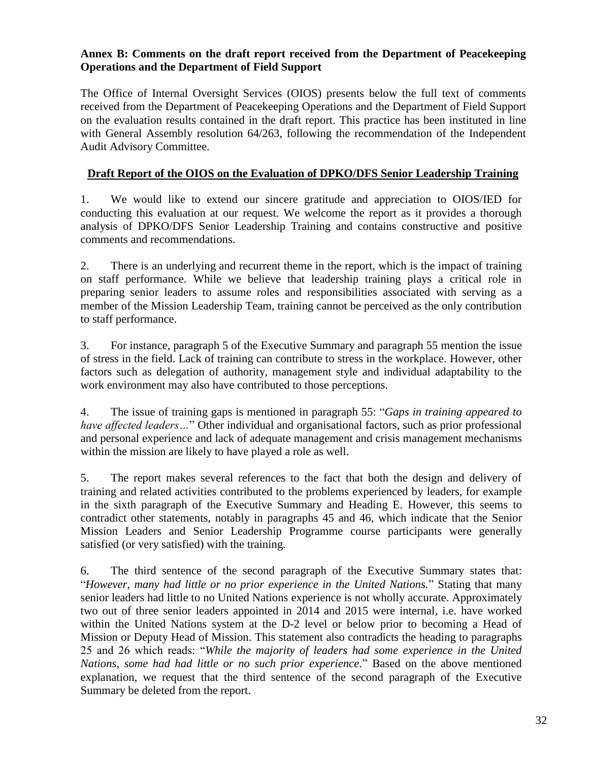**Annex B: Comments on the draft report received from the Department of Peacekeeping Operations and the Department of Field Support**

The Office of Internal Oversight Services (OIOS) presents below the full text of comments received from the Department of Peacekeeping Operations and the Department of Field Support on the evaluation results contained in the draft report. This practice has been instituted in line with General Assembly resolution 64/263, following the recommendation of the Independent Audit Advisory Committee.

**Draft Report of the OIOS on the Evaluation of DPKO/DFS Senior Leadership Training**

1. We would like to extend our sincere gratitude and appreciation to OIOS/IED for conducting this evaluation at our request. We welcome the report as it provides a thorough analysis of DPKO/DFS Senior Leadership Training and contains constructive and positive comments and recommendations.

2. There is an underlying and recurrent theme in the report, which is the impact of training on staff performance. While we believe that leadership training plays a critical role in preparing senior leaders to assume roles and responsibilities associated with serving as a member of the Mission Leadership Team, training cannot be perceived as the only contribution to staff performance.

3. For instance, paragraph 5 of the Executive Summary and paragraph 55 mention the issue of stress in the field. Lack of training can contribute to stress in the workplace. However, other factors such as delegation of authority, management style and individual adaptability to the work environment may also have contributed to those perceptions.

4. The issue of training gaps is mentioned in paragraph 55: "*Gaps in training appeared to have affected leaders…*" Other individual and organisational factors, such as prior professional and personal experience and lack of adequate management and crisis management mechanisms within the mission are likely to have played a role as well.

5. The report makes several references to the fact that both the design and delivery of training and related activities contributed to the problems experienced by leaders, for example in the sixth paragraph of the Executive Summary and Heading E. However, this seems to contradict other statements, notably in paragraphs 45 and 46, which indicate that the Senior Mission Leaders and Senior Leadership Programme course participants were generally satisfied (or very satisfied) with the training.

6. The third sentence of the second paragraph of the Executive Summary states that: "*However, many had little or no prior experience in the United Nations.*" Stating that many senior leaders had little to no United Nations experience is not wholly accurate. Approximately two out of three senior leaders appointed in 2014 and 2015 were internal, i.e. have worked within the United Nations system at the D-2 level or below prior to becoming a Head of Mission or Deputy Head of Mission. This statement also contradicts the heading to paragraphs 25 and 26 which reads: "*While the majority of leaders had some experience in the United Nations, some had had little or no such prior experience*." Based on the above mentioned explanation, we request that the third sentence of the second paragraph of the Executive Summary be deleted from the report.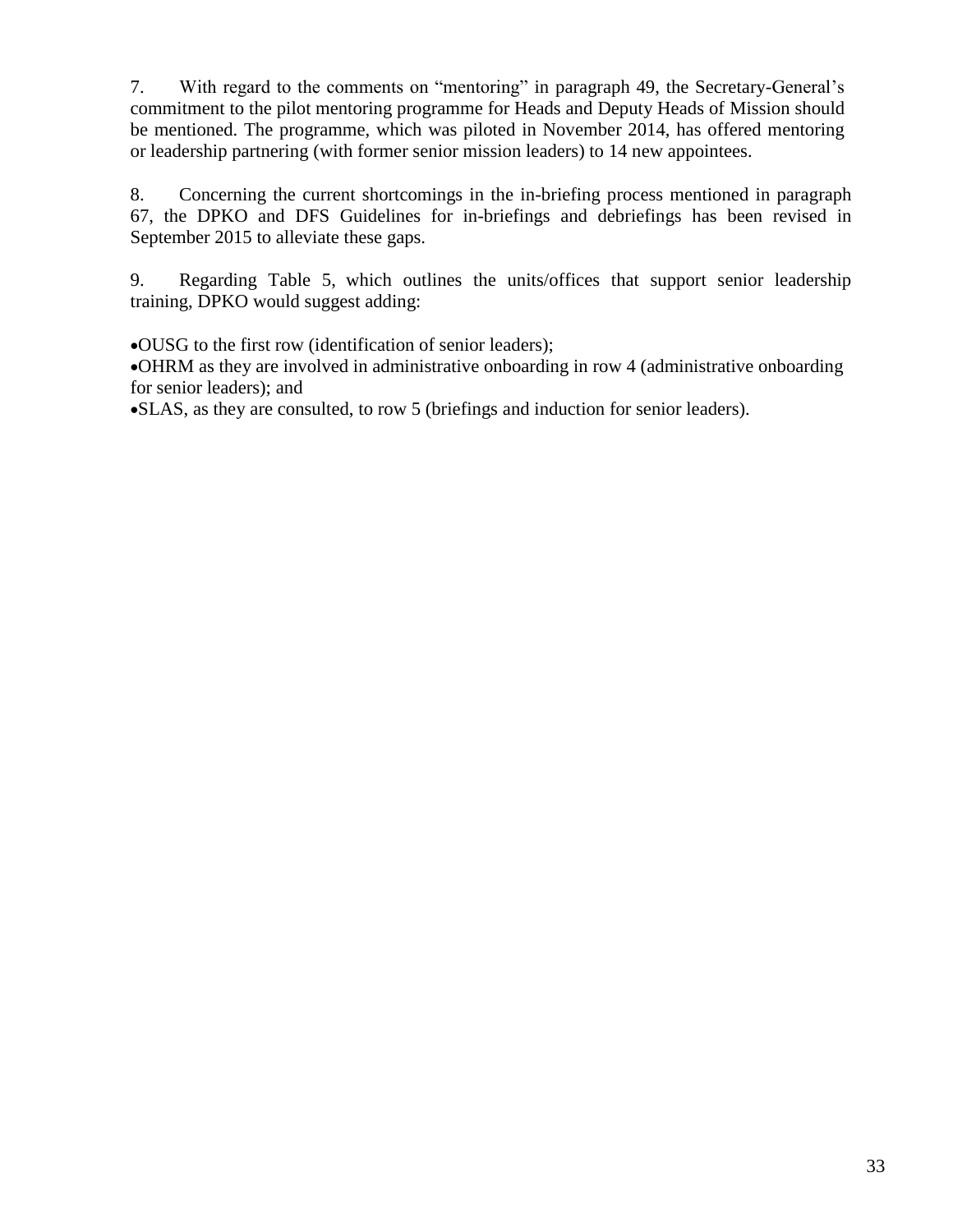7. With regard to the comments on "mentoring" in paragraph 49, the Secretary-General's commitment to the pilot mentoring programme for Heads and Deputy Heads of Mission should be mentioned. The programme, which was piloted in November 2014, has offered mentoring or leadership partnering (with former senior mission leaders) to 14 new appointees.

8. Concerning the current shortcomings in the in-briefing process mentioned in paragraph 67, the DPKO and DFS Guidelines for in-briefings and debriefings has been revised in September 2015 to alleviate these gaps.

9. Regarding Table 5, which outlines the units/offices that support senior leadership training, DPKO would suggest adding:

- OUSG to the first row (identification of senior leaders);
- OHRM as they are involved in administrative onboarding in row 4 (administrative onboarding for senior leaders); and
- SLAS, as they are consulted, to row 5 (briefings and induction for senior leaders).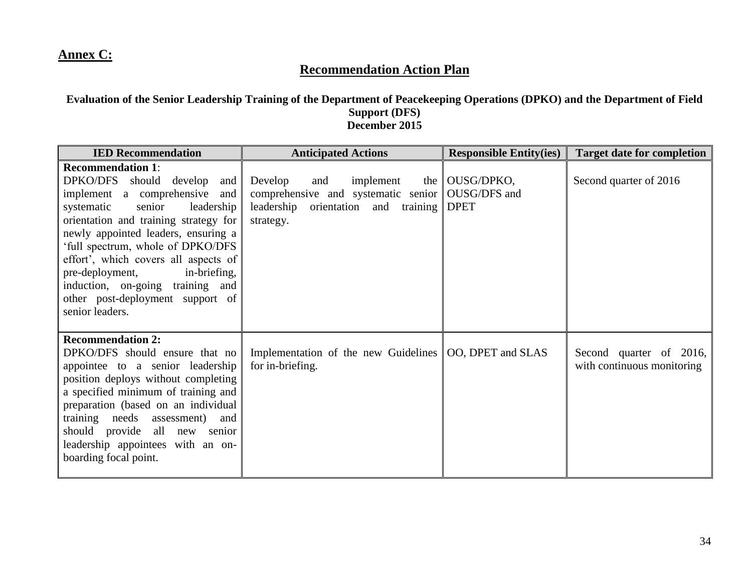## Annex C:

# Recommendation Action Plan

**Evaluation of the Senior Leadership Training of the Department of Peacekeeping Operations (DPKO) and the Department of Field Support (DFS)**
**December 2015**

| IED Recommendation | Anticipated Actions | Responsible Entity(ies) | Target date for completion |
|---|---|---|---|
| **Recommendation 1**: DPKO/DFS should develop and implement a comprehensive and systematic senior leadership orientation and training strategy for newly appointed leaders, ensuring a 'full spectrum, whole of DPKO/DFS effort', which covers all aspects of pre-deployment, in-briefing, induction, on-going training and other post-deployment support of senior leaders. | Develop and implement the comprehensive and systematic senior leadership orientation and training strategy. | OUSG/DPKO, OUSG/DFS and DPET | Second quarter of 2016 |
| **Recommendation 2:** DPKO/DFS should ensure that no appointee to a senior leadership position deploys without completing a specified minimum of training and preparation (based on an individual training needs assessment) and should provide all new senior leadership appointees with an on-boarding focal point. | Implementation of the new Guidelines for in-briefing. | OO, DPET and SLAS | Second quarter of 2016, with continuous monitoring |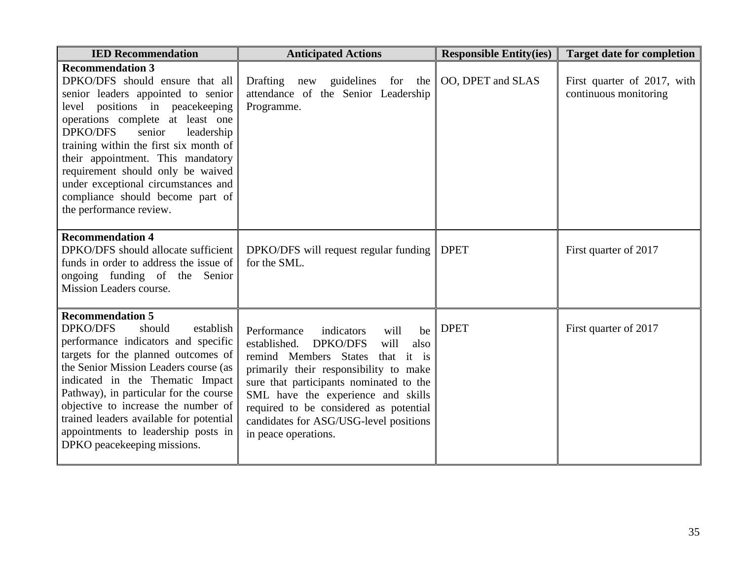| IED Recommendation | Anticipated Actions | Responsible Entity(ies) | Target date for completion |
| --- | --- | --- | --- |
| **Recommendation 3**<br>DPKO/DFS should ensure that all senior leaders appointed to senior level positions in peacekeeping operations complete at least one DPKO/DFS senior leadership training within the first six month of their appointment. This mandatory requirement should only be waived under exceptional circumstances and compliance should become part of the performance review. | Drafting new guidelines for the attendance of the Senior Leadership Programme. | OO, DPET and SLAS | First quarter of 2017, with continuous monitoring |
| **Recommendation 4**<br>DPKO/DFS should allocate sufficient funds in order to address the issue of ongoing funding of the Senior Mission Leaders course. | DPKO/DFS will request regular funding for the SML. | DPET | First quarter of 2017 |
| **Recommendation 5**<br>DPKO/DFS should establish performance indicators and specific targets for the planned outcomes of the Senior Mission Leaders course (as indicated in the Thematic Impact Pathway), in particular for the course objective to increase the number of trained leaders available for potential appointments to leadership posts in DPKO peacekeeping missions. | Performance indicators will be established. DPKO/DFS will also remind Members States that it is primarily their responsibility to make sure that participants nominated to the SML have the experience and skills required to be considered as potential candidates for ASG/USG-level positions in peace operations. | DPET | First quarter of 2017 |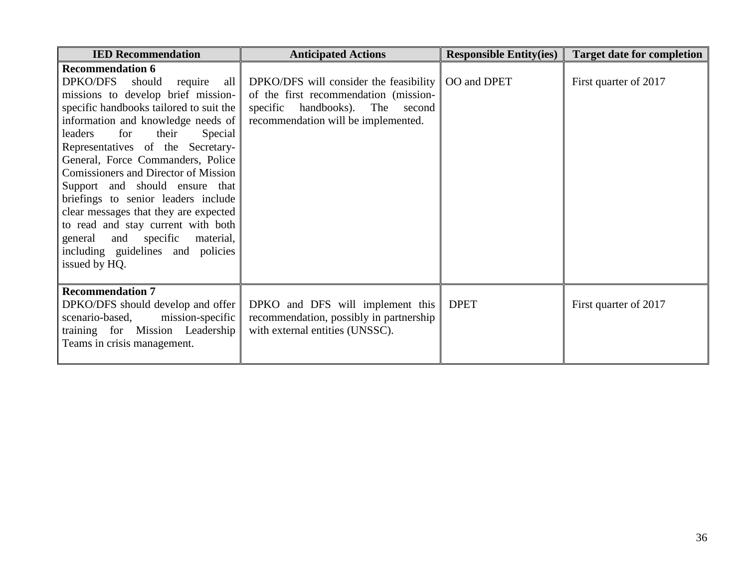| IED Recommendation | Anticipated Actions | Responsible Entity(ies) | Target date for completion |
|---|---|---|---|
| **Recommendation 6**<br>DPKO/DFS should require all missions to develop brief mission-specific handbooks tailored to suit the information and knowledge needs of leaders for their Special Representatives of the Secretary-General, Force Commanders, Police Comissioners and Director of Mission Support and should ensure that briefings to senior leaders include clear messages that they are expected to read and stay current with both general and specific material, including guidelines and policies issued by HQ. | DPKO/DFS will consider the feasibility of the first recommendation (mission-specific handbooks). The second recommendation will be implemented. | OO and DPET | First quarter of 2017 |
| **Recommendation 7**<br>DPKO/DFS should develop and offer scenario-based, mission-specific training for Mission Leadership Teams in crisis management. | DPKO and DFS will implement this recommendation, possibly in partnership with external entities (UNSSC). | DPET | First quarter of 2017 |